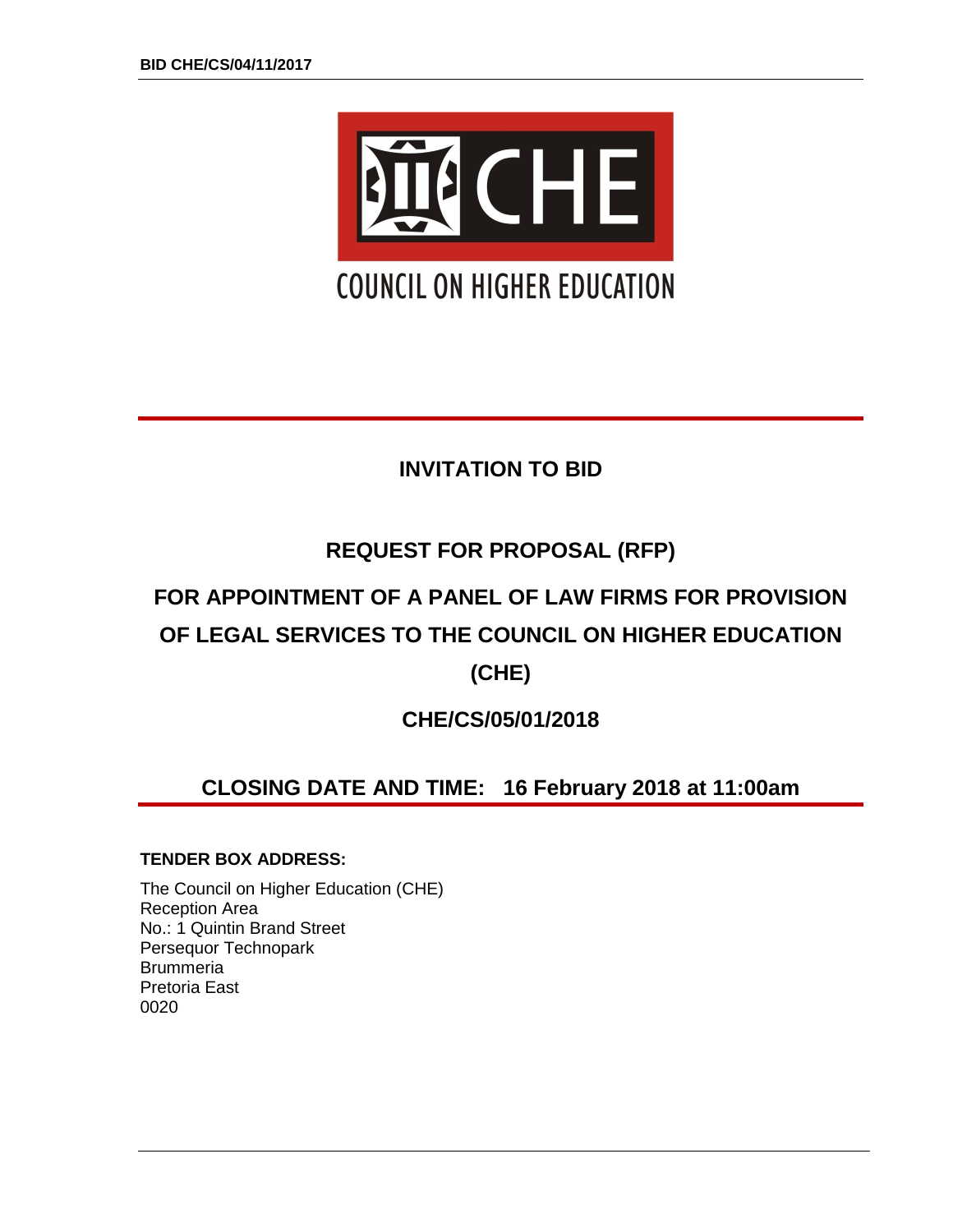BID CHE/CS/04/11/2017

CHE

COUNCIL ON HIGHER EDUCATION

# INVITATION TO BID

## REQUEST FOR PROPOSAL (RFP)

## FOR APPOINTMENT OF A PANEL OF LAW FIRMS FOR PROVISION OF LEGAL SERVICES TO THE COUNCIL ON HIGHER EDUCATION (CHE)

## CHE/CS/05/01/2018

## CLOSING DATE AND TIME: 16 February 2018 at 11:00am

**TENDER BOX ADDRESS:**

The Council on Higher Education (CHE)
Reception Area
No.: 1 Quintin Brand Street
Persequor Technopark
Brummeria
Pretoria East
0020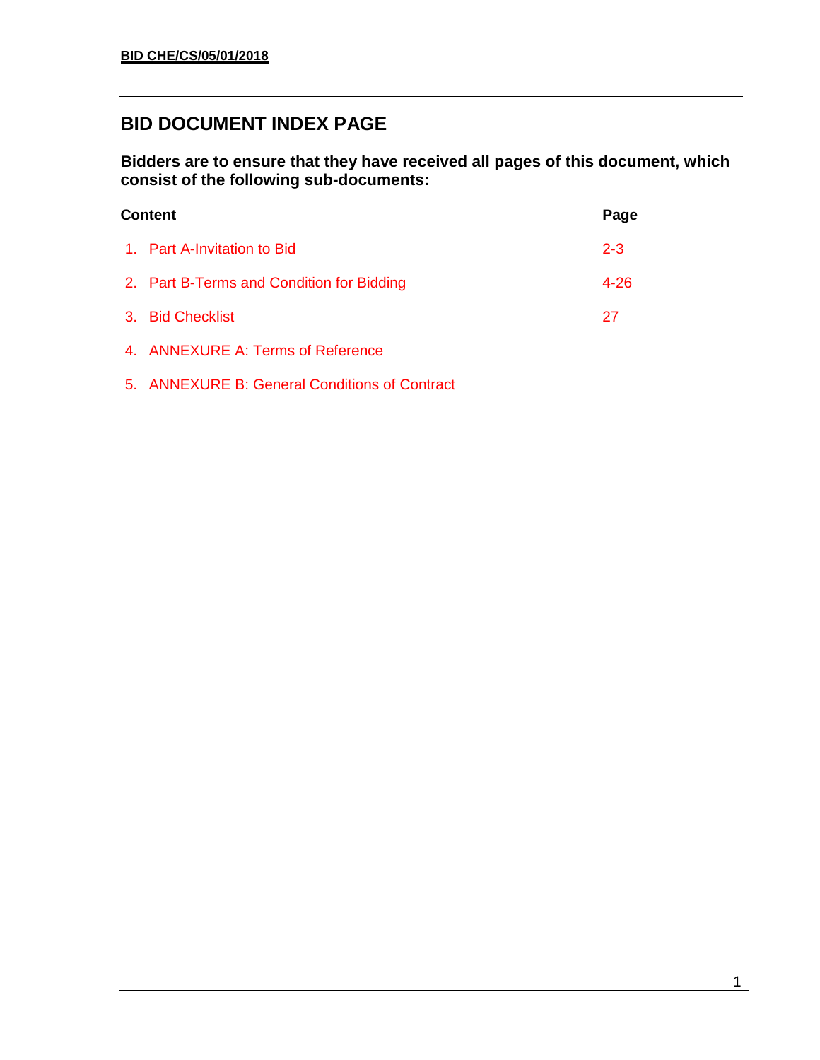**BID CHE/CS/05/01/2018**

# BID DOCUMENT INDEX PAGE

**Bidders are to ensure that they have received all pages of this document, which consist of the following sub-documents:**

| Content | Page |
| --- | --- |
| 1. Part A-Invitation to Bid | 2-3 |
| 2. Part B-Terms and Condition for Bidding | 4-26 |
| 3. Bid Checklist | 27 |
| 4. ANNEXURE A: Terms of Reference | |
| 5. ANNEXURE B: General Conditions of Contract | |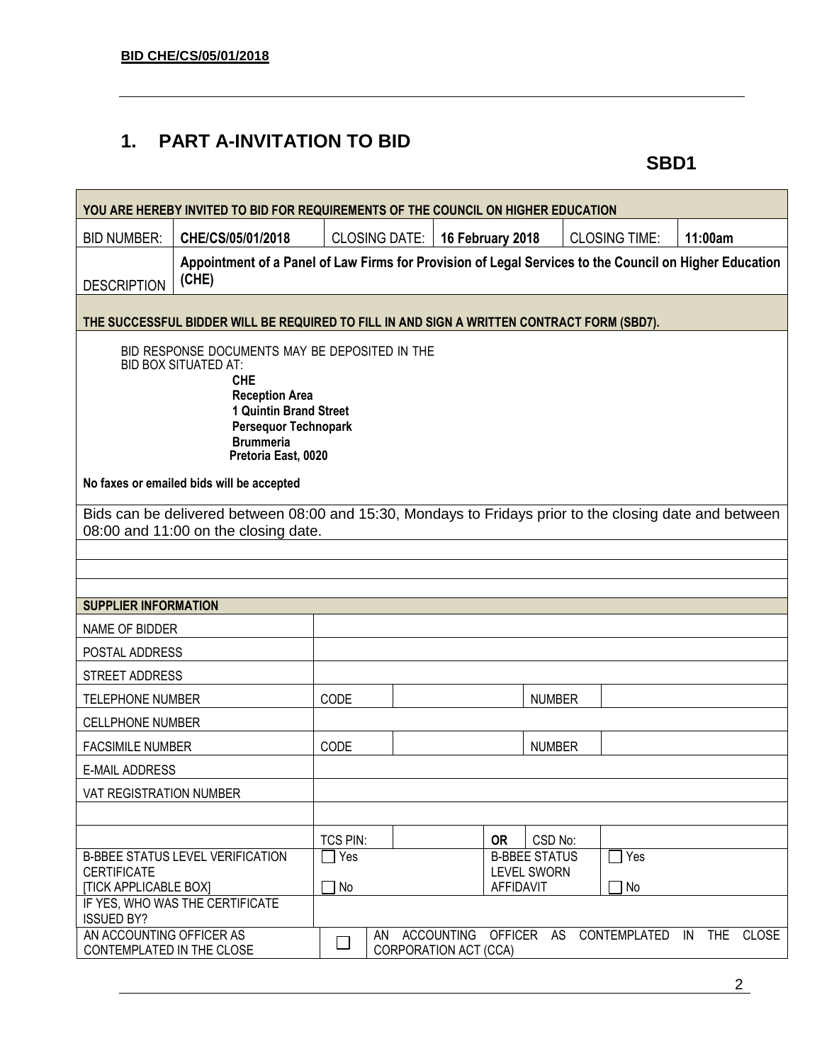**BID CHE/CS/05/01/2018**

# 1. PART A-INVITATION TO BID

**SBD1**

| YOU ARE HEREBY INVITED TO BID FOR REQUIREMENTS OF THE COUNCIL ON HIGHER EDUCATION | | | | | |
|---|---|---|---|---|---|
| BID NUMBER: | **CHE/CS/05/01/2018** | CLOSING DATE: | **16 February 2018** | CLOSING TIME: | **11:00am** |
| DESCRIPTION | **Appointment of a Panel of Law Firms for Provision of Legal Services to the Council on Higher Education (CHE)** | | | | |
| **THE SUCCESSFUL BIDDER WILL BE REQUIRED TO FILL IN AND SIGN A WRITTEN CONTRACT FORM (SBD7).** | | | | | |

BID RESPONSE DOCUMENTS MAY BE DEPOSITED IN THE BID BOX SITUATED AT:

**CHE**
**Reception Area**
**1 Quintin Brand Street**
**Persequor Technopark**
**Brummeria**
**Pretoria East, 0020**

**No faxes or emailed bids will be accepted**

Bids can be delivered between 08:00 and 15:30, Mondays to Fridays prior to the closing date and between 08:00 and 11:00 on the closing date.

| SUPPLIER INFORMATION | | | | | |
|---|---|---|---|---|---|
| NAME OF BIDDER | | | | | |
| POSTAL ADDRESS | | | | | |
| STREET ADDRESS | | | | | |
| TELEPHONE NUMBER | CODE | | | NUMBER | |
| CELLPHONE NUMBER | | | | | |
| FACSIMILE NUMBER | CODE | | | NUMBER | |
| E-MAIL ADDRESS | | | | | |
| VAT REGISTRATION NUMBER | | | | | |
| | | | | | |
| | TCS PIN: | | **OR** | CSD No: | |
| B-BBEE STATUS LEVEL VERIFICATION CERTIFICATE [TICK APPLICABLE BOX] | ☐ Yes ☐ No | | B-BBEE STATUS LEVEL SWORN AFFIDAVIT | | ☐ Yes ☐ No |
| IF YES, WHO WAS THE CERTIFICATE ISSUED BY? | | | | | |
| AN ACCOUNTING OFFICER AS CONTEMPLATED IN THE CLOSE | ☐ | AN ACCOUNTING OFFICER AS CONTEMPLATED IN THE CLOSE CORPORATION ACT (CCA) | | | |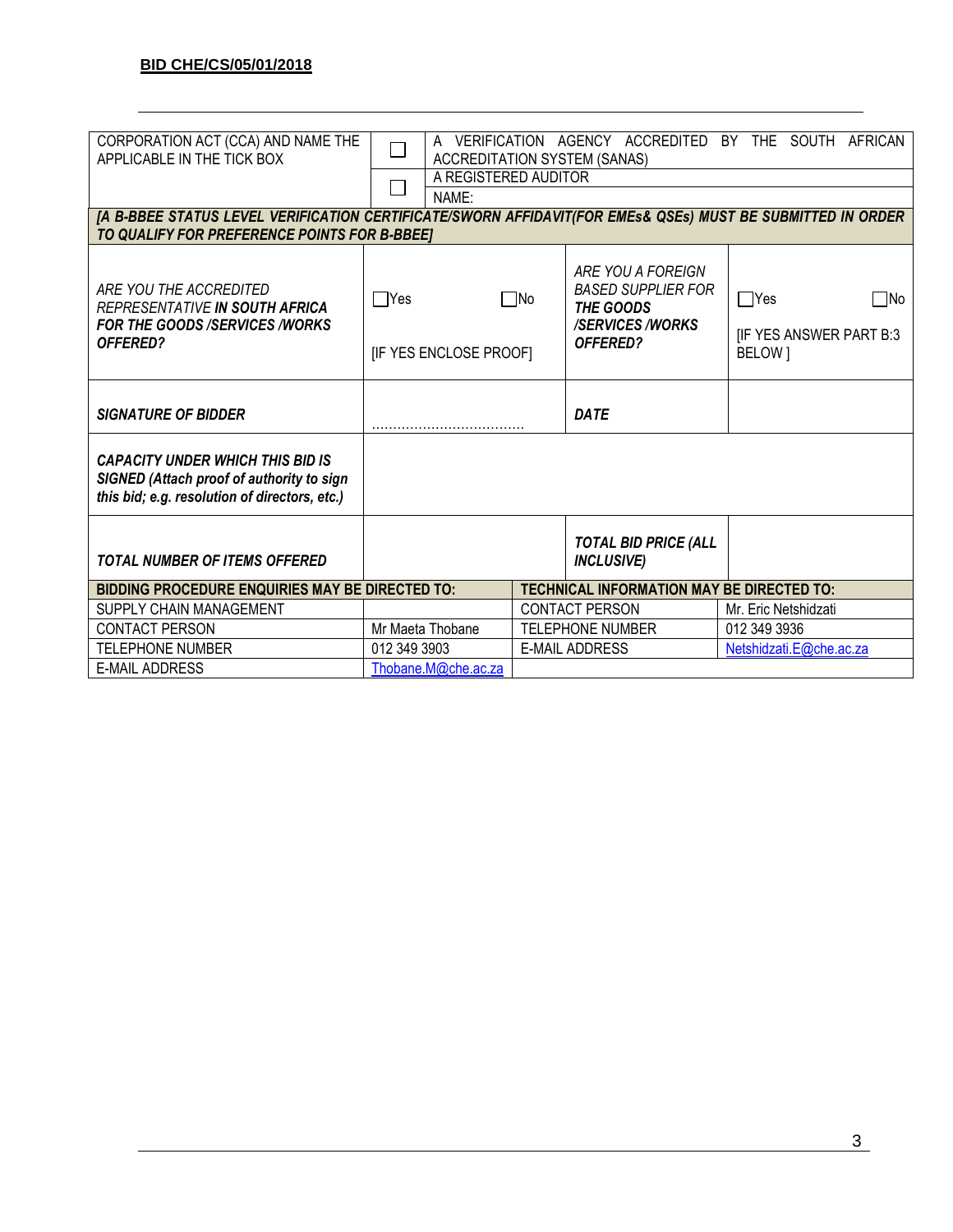**BID CHE/CS/05/01/2018**

| CORPORATION ACT (CCA) AND NAME THE APPLICABLE IN THE TICK BOX | ☐ | A VERIFICATION AGENCY ACCREDITED BY THE SOUTH AFRICAN ACCREDITATION SYSTEM (SANAS) | |
|---|---|---|---|
| | ☐ | A REGISTERED AUDITOR | |
| | | NAME: | |
| ***[A B-BBEE STATUS LEVEL VERIFICATION CERTIFICATE/SWORN AFFIDAVIT(FOR EMEs& QSEs) MUST BE SUBMITTED IN ORDER TO QUALIFY FOR PREFERENCE POINTS FOR B-BBEE]*** | | | |
| *ARE YOU THE ACCREDITED REPRESENTATIVE* ***IN SOUTH AFRICA FOR THE GOODS /SERVICES /WORKS OFFERED?*** | ☐Yes ☐No<br>[IF YES ENCLOSE PROOF] | *ARE YOU A FOREIGN BASED SUPPLIER FOR* ***THE GOODS /SERVICES /WORKS OFFERED?*** | ☐Yes ☐No<br>[IF YES ANSWER PART B:3 BELOW ] |
| ***SIGNATURE OF BIDDER*** | ……………………………… | ***DATE*** | |
| ***CAPACITY UNDER WHICH THIS BID IS SIGNED (Attach proof of authority to sign this bid; e.g. resolution of directors, etc.)*** | | | |
| ***TOTAL NUMBER OF ITEMS OFFERED*** | | ***TOTAL BID PRICE (ALL INCLUSIVE)*** | |

| **BIDDING PROCEDURE ENQUIRIES MAY BE DIRECTED TO:** | | **TECHNICAL INFORMATION MAY BE DIRECTED TO:** | |
|---|---|---|---|
| SUPPLY CHAIN MANAGEMENT | | CONTACT PERSON | Mr. Eric Netshidzati |
| CONTACT PERSON | Mr Maeta Thobane | TELEPHONE NUMBER | 012 349 3936 |
| TELEPHONE NUMBER | 012 349 3903 | E-MAIL ADDRESS | Netshidzati.E@che.ac.za |
| E-MAIL ADDRESS | Thobane.M@che.ac.za | | |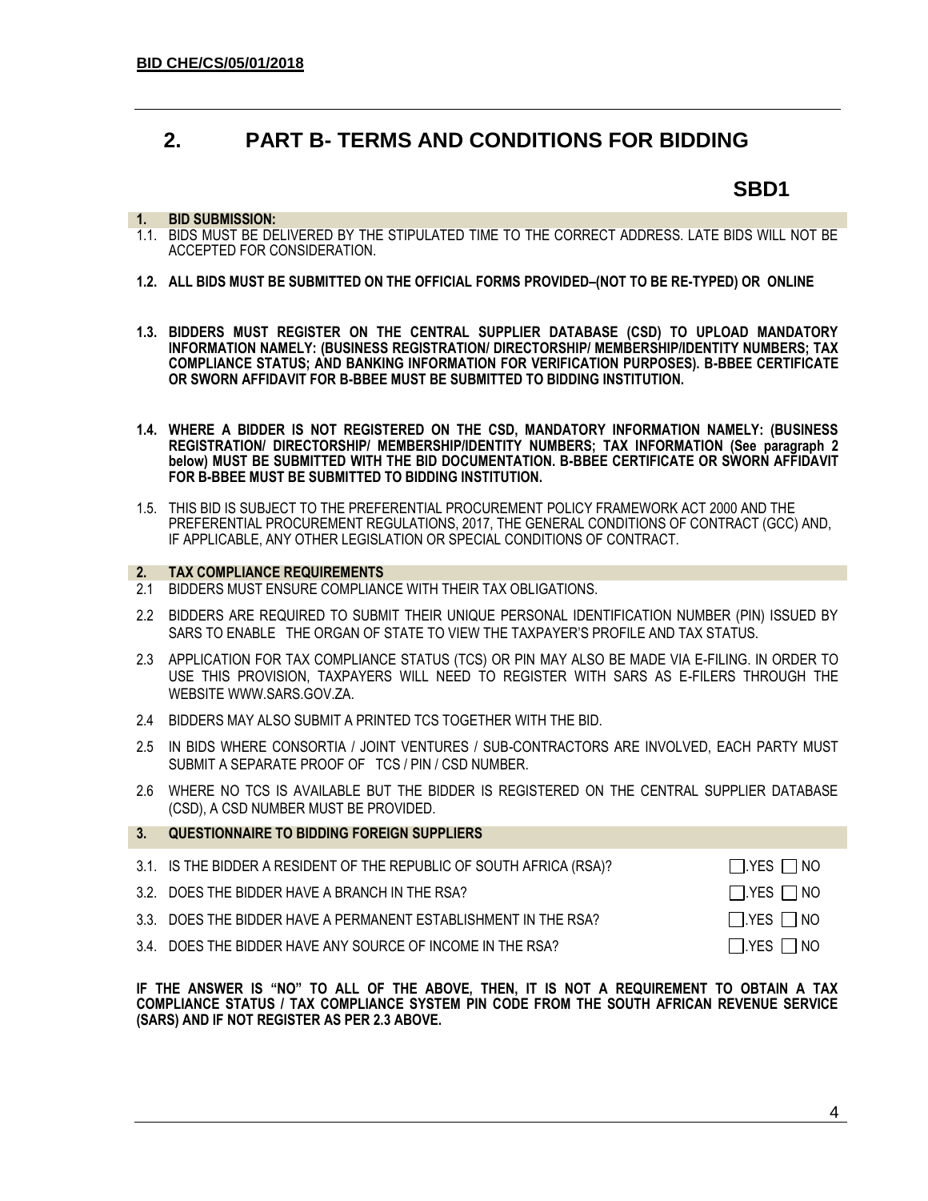## 2. PART B- TERMS AND CONDITIONS FOR BIDDING

**SBD1**

**1. BID SUBMISSION:**

1.1. BIDS MUST BE DELIVERED BY THE STIPULATED TIME TO THE CORRECT ADDRESS. LATE BIDS WILL NOT BE ACCEPTED FOR CONSIDERATION.

**1.2. ALL BIDS MUST BE SUBMITTED ON THE OFFICIAL FORMS PROVIDED–(NOT TO BE RE-TYPED) OR ONLINE**

**1.3. BIDDERS MUST REGISTER ON THE CENTRAL SUPPLIER DATABASE (CSD) TO UPLOAD MANDATORY INFORMATION NAMELY: (BUSINESS REGISTRATION/ DIRECTORSHIP/ MEMBERSHIP/IDENTITY NUMBERS; TAX COMPLIANCE STATUS; AND BANKING INFORMATION FOR VERIFICATION PURPOSES). B-BBEE CERTIFICATE OR SWORN AFFIDAVIT FOR B-BBEE MUST BE SUBMITTED TO BIDDING INSTITUTION.**

**1.4. WHERE A BIDDER IS NOT REGISTERED ON THE CSD, MANDATORY INFORMATION NAMELY: (BUSINESS REGISTRATION/ DIRECTORSHIP/ MEMBERSHIP/IDENTITY NUMBERS; TAX INFORMATION (See paragraph 2 below) MUST BE SUBMITTED WITH THE BID DOCUMENTATION. B-BBEE CERTIFICATE OR SWORN AFFIDAVIT FOR B-BBEE MUST BE SUBMITTED TO BIDDING INSTITUTION.**

1.5. THIS BID IS SUBJECT TO THE PREFERENTIAL PROCUREMENT POLICY FRAMEWORK ACT 2000 AND THE PREFERENTIAL PROCUREMENT REGULATIONS, 2017, THE GENERAL CONDITIONS OF CONTRACT (GCC) AND, IF APPLICABLE, ANY OTHER LEGISLATION OR SPECIAL CONDITIONS OF CONTRACT.

**2. TAX COMPLIANCE REQUIREMENTS**

2.1 BIDDERS MUST ENSURE COMPLIANCE WITH THEIR TAX OBLIGATIONS.

2.2 BIDDERS ARE REQUIRED TO SUBMIT THEIR UNIQUE PERSONAL IDENTIFICATION NUMBER (PIN) ISSUED BY SARS TO ENABLE THE ORGAN OF STATE TO VIEW THE TAXPAYER'S PROFILE AND TAX STATUS.

2.3 APPLICATION FOR TAX COMPLIANCE STATUS (TCS) OR PIN MAY ALSO BE MADE VIA E-FILING. IN ORDER TO USE THIS PROVISION, TAXPAYERS WILL NEED TO REGISTER WITH SARS AS E-FILERS THROUGH THE WEBSITE WWW.SARS.GOV.ZA.

2.4 BIDDERS MAY ALSO SUBMIT A PRINTED TCS TOGETHER WITH THE BID.

2.5 IN BIDS WHERE CONSORTIA / JOINT VENTURES / SUB-CONTRACTORS ARE INVOLVED, EACH PARTY MUST SUBMIT A SEPARATE PROOF OF TCS / PIN / CSD NUMBER.

2.6 WHERE NO TCS IS AVAILABLE BUT THE BIDDER IS REGISTERED ON THE CENTRAL SUPPLIER DATABASE (CSD), A CSD NUMBER MUST BE PROVIDED.

**3. QUESTIONNAIRE TO BIDDING FOREIGN SUPPLIERS**

3.1. IS THE BIDDER A RESIDENT OF THE REPUBLIC OF SOUTH AFRICA (RSA)? ☐ YES ☐ NO

3.2. DOES THE BIDDER HAVE A BRANCH IN THE RSA? ☐ YES ☐ NO

3.3. DOES THE BIDDER HAVE A PERMANENT ESTABLISHMENT IN THE RSA? ☐ YES ☐ NO

3.4. DOES THE BIDDER HAVE ANY SOURCE OF INCOME IN THE RSA? ☐ YES ☐ NO

**IF THE ANSWER IS "NO" TO ALL OF THE ABOVE, THEN, IT IS NOT A REQUIREMENT TO OBTAIN A TAX COMPLIANCE STATUS / TAX COMPLIANCE SYSTEM PIN CODE FROM THE SOUTH AFRICAN REVENUE SERVICE (SARS) AND IF NOT REGISTER AS PER 2.3 ABOVE.**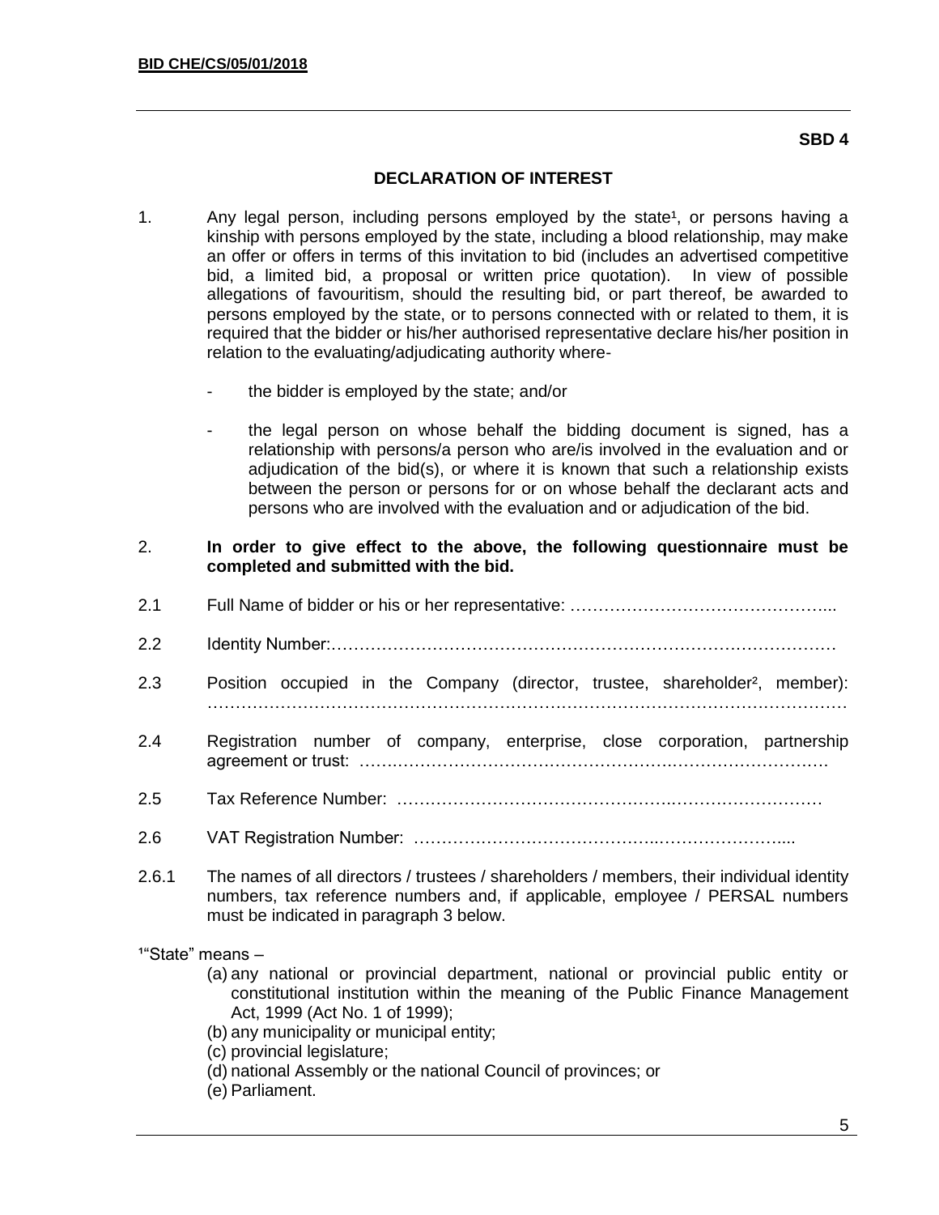**SBD 4**

## DECLARATION OF INTEREST

1. Any legal person, including persons employed by the state[1], or persons having a kinship with persons employed by the state, including a blood relationship, may make an offer or offers in terms of this invitation to bid (includes an advertised competitive bid, a limited bid, a proposal or written price quotation). In view of possible allegations of favouritism, should the resulting bid, or part thereof, be awarded to persons employed by the state, or to persons connected with or related to them, it is required that the bidder or his/her authorised representative declare his/her position in relation to the evaluating/adjudicating authority where-

   - the bidder is employed by the state; and/or

   - the legal person on whose behalf the bidding document is signed, has a relationship with persons/a person who are/is involved in the evaluation and or adjudication of the bid(s), or where it is known that such a relationship exists between the person or persons for or on whose behalf the declarant acts and persons who are involved with the evaluation and or adjudication of the bid.

2. **In order to give effect to the above, the following questionnaire must be completed and submitted with the bid.**

2.1 Full Name of bidder or his or her representative: ……………………………………...

2.2 Identity Number:………………………………………………………………………………

2.3 Position occupied in the Company (director, trustee, shareholder[2], member): ……………………………………………………………………………………………………

2.4 Registration number of company, enterprise, close corporation, partnership agreement or trust: ……………………………………………….………………………

2.5 Tax Reference Number: ……………………………………….………………………

2.6 VAT Registration Number: …………………………………..…………………....

2.6.1 The names of all directors / trustees / shareholders / members, their individual identity numbers, tax reference numbers and, if applicable, employee / PERSAL numbers must be indicated in paragraph 3 below.

[1]"State" means –

(a) any national or provincial department, national or provincial public entity or constitutional institution within the meaning of the Public Finance Management Act, 1999 (Act No. 1 of 1999);
(b) any municipality or municipal entity;
(c) provincial legislature;
(d) national Assembly or the national Council of provinces; or
(e) Parliament.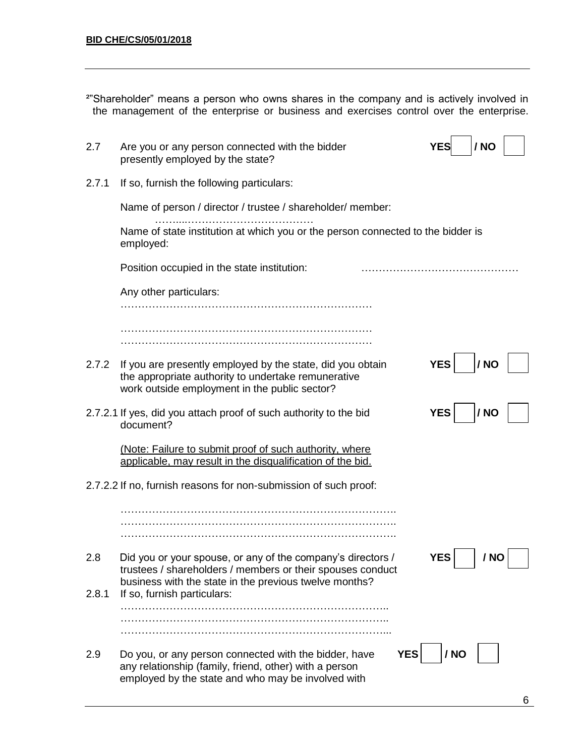²"Shareholder" means a person who owns shares in the company and is actively involved in the management of the enterprise or business and exercises control over the enterprise.

2.7 Are you or any person connected with the bidder presently employed by the state? **YES** ☐ **/ NO** ☐

2.7.1 If so, furnish the following particulars:

Name of person / director / trustee / shareholder/ member: ……...………………………………

Name of state institution at which you or the person connected to the bidder is employed:

Position occupied in the state institution: ………………………………………

Any other particulars:
………………………………………………………………

………………………………………………………………
………………………………………………………………

2.7.2 If you are presently employed by the state, did you obtain the appropriate authority to undertake remunerative work outside employment in the public sector? **YES** ☐ **/ NO** ☐

2.7.2.1 If yes, did you attach proof of such authority to the bid document? **YES** ☐ **/ NO** ☐

(Note: Failure to submit proof of such authority, where applicable, may result in the disqualification of the bid.

2.7.2.2 If no, furnish reasons for non-submission of such proof:

…………………………………………………………………….
…………………………………………………………………….
…………………………………………………………………….

2.8 Did you or your spouse, or any of the company's directors / trustees / shareholders / members or their spouses conduct business with the state in the previous twelve months? **YES** ☐ **/ NO** ☐

2.8.1 If so, furnish particulars:
…………………………………………………………………..
…………………………………………………………………..
…………………………………………………………………...

2.9 Do you, or any person connected with the bidder, have any relationship (family, friend, other) with a person employed by the state and who may be involved with **YES** ☐ **/ NO** ☐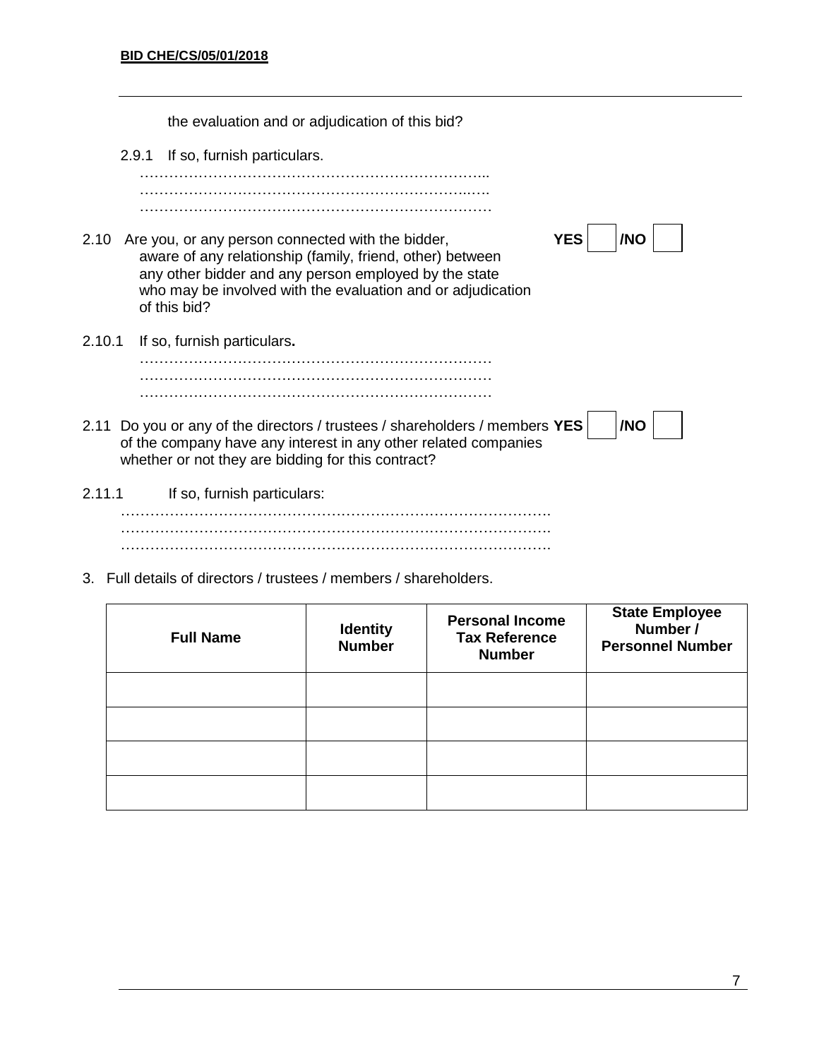the evaluation and or adjudication of this bid?

2.9.1 If so, furnish particulars.

………………………………………………………………..
……………………………………………………………..….
………………………………………………………………

2.10 Are you, or any person connected with the bidder, aware of any relationship (family, friend, other) between any other bidder and any person employed by the state who may be involved with the evaluation and or adjudication of this bid? **YES** ☐ **/NO** ☐

2.10.1 If so, furnish particulars**.**

………………………………………………………………
………………………………………………………………
………………………………………………………………

2.11 Do you or any of the directors / trustees / shareholders / members of the company have any interest in any other related companies whether or not they are bidding for this contract? **YES** ☐ **/NO** ☐

2.11.1 If so, furnish particulars:

…………………………………………………………………………….
…………………………………………………………………………….
…………………………………………………………………………….

3. Full details of directors / trustees / members / shareholders.

| Full Name | Identity Number | Personal Income Tax Reference Number | State Employee Number / Personnel Number |
|---|---|---|---|
| | | | |
| | | | |
| | | | |
| | | | |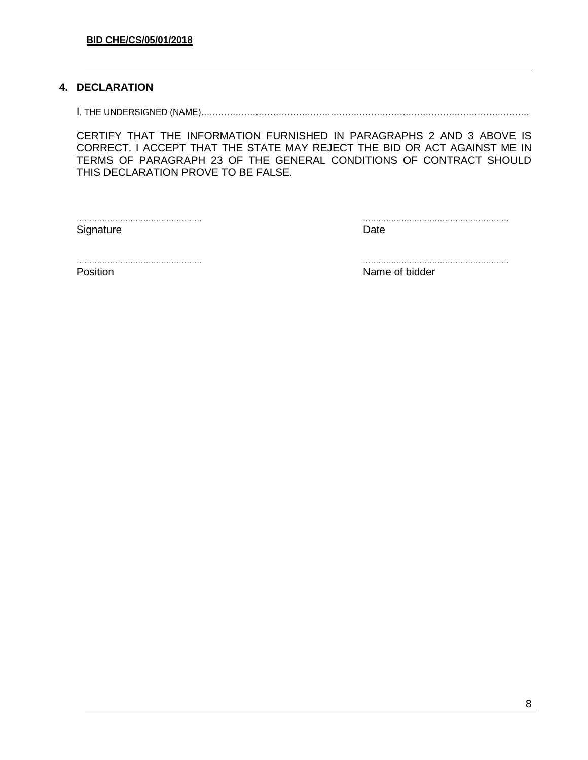## 4. DECLARATION

I, THE UNDERSIGNED (NAME)…………………………………………………………………………………………………

CERTIFY THAT THE INFORMATION FURNISHED IN PARAGRAPHS 2 AND 3 ABOVE IS CORRECT. I ACCEPT THAT THE STATE MAY REJECT THE BID OR ACT AGAINST ME IN TERMS OF PARAGRAPH 23 OF THE GENERAL CONDITIONS OF CONTRACT SHOULD THIS DECLARATION PROVE TO BE FALSE.

| | |
|---|---|
| ................................................ Signature | ........................................................ Date |
| ................................................ Position | ........................................................ Name of bidder |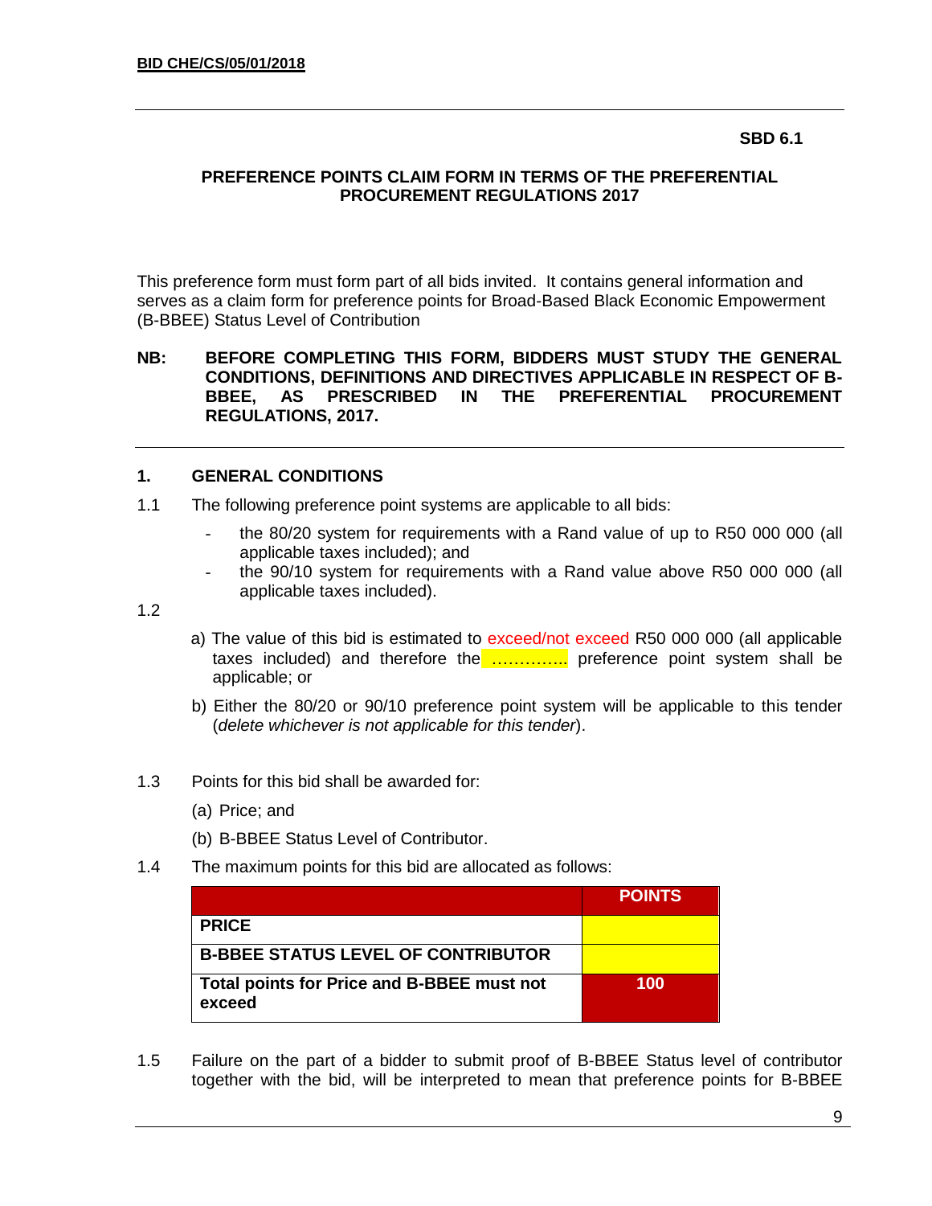**SBD 6.1**

## PREFERENCE POINTS CLAIM FORM IN TERMS OF THE PREFERENTIAL PROCUREMENT REGULATIONS 2017

This preference form must form part of all bids invited. It contains general information and serves as a claim form for preference points for Broad-Based Black Economic Empowerment (B-BBEE) Status Level of Contribution

**NB: BEFORE COMPLETING THIS FORM, BIDDERS MUST STUDY THE GENERAL CONDITIONS, DEFINITIONS AND DIRECTIVES APPLICABLE IN RESPECT OF B-BBEE, AS PRESCRIBED IN THE PREFERENTIAL PROCUREMENT REGULATIONS, 2017.**

### 1. GENERAL CONDITIONS

1.1 The following preference point systems are applicable to all bids:

- the 80/20 system for requirements with a Rand value of up to R50 000 000 (all applicable taxes included); and
- the 90/10 system for requirements with a Rand value above R50 000 000 (all applicable taxes included).

1.2

a) The value of this bid is estimated to exceed/not exceed R50 000 000 (all applicable taxes included) and therefore the ………….. preference point system shall be applicable; or

b) Either the 80/20 or 90/10 preference point system will be applicable to this tender (*delete whichever is not applicable for this tender*).

1.3 Points for this bid shall be awarded for:

(a) Price; and

(b) B-BBEE Status Level of Contributor.

1.4 The maximum points for this bid are allocated as follows:

| | POINTS |
|---|---|
| **PRICE** | |
| **B-BBEE STATUS LEVEL OF CONTRIBUTOR** | |
| **Total points for Price and B-BBEE must not exceed** | **100** |

1.5 Failure on the part of a bidder to submit proof of B-BBEE Status level of contributor together with the bid, will be interpreted to mean that preference points for B-BBEE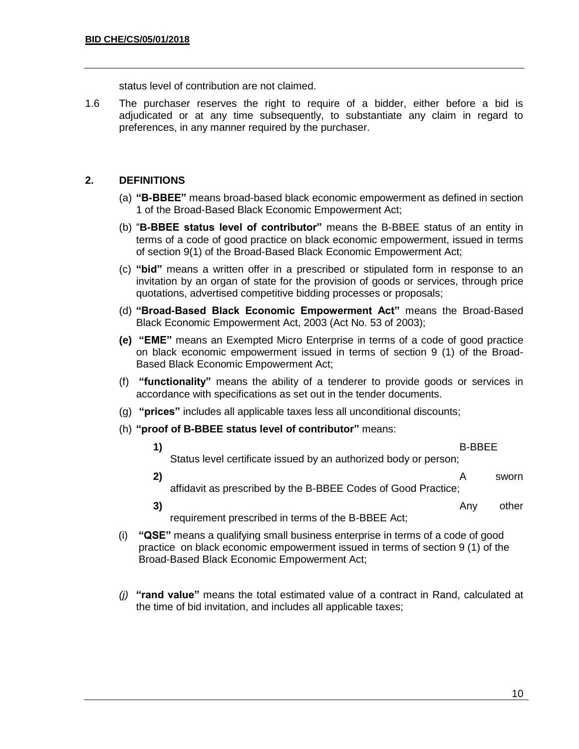status level of contribution are not claimed.

1.6 The purchaser reserves the right to require of a bidder, either before a bid is adjudicated or at any time subsequently, to substantiate any claim in regard to preferences, in any manner required by the purchaser.

## 2. DEFINITIONS

(a) **"B-BBEE"** means broad-based black economic empowerment as defined in section 1 of the Broad-Based Black Economic Empowerment Act;

(b) "**B-BBEE status level of contributor"** means the B-BBEE status of an entity in terms of a code of good practice on black economic empowerment, issued in terms of section 9(1) of the Broad-Based Black Economic Empowerment Act;

(c) **"bid"** means a written offer in a prescribed or stipulated form in response to an invitation by an organ of state for the provision of goods or services, through price quotations, advertised competitive bidding processes or proposals;

(d) **"Broad-Based Black Economic Empowerment Act"** means the Broad-Based Black Economic Empowerment Act, 2003 (Act No. 53 of 2003);

**(e) "EME"** means an Exempted Micro Enterprise in terms of a code of good practice on black economic empowerment issued in terms of section 9 (1) of the Broad-Based Black Economic Empowerment Act;

(f) **"functionality"** means the ability of a tenderer to provide goods or services in accordance with specifications as set out in the tender documents.

(g) **"prices"** includes all applicable taxes less all unconditional discounts;

(h) **"proof of B-BBEE status level of contributor"** means:

**1)** B-BBEE Status level certificate issued by an authorized body or person;

**2)** A sworn affidavit as prescribed by the B-BBEE Codes of Good Practice;

**3)** Any other requirement prescribed in terms of the B-BBEE Act;

(i) **"QSE"** means a qualifying small business enterprise in terms of a code of good practice on black economic empowerment issued in terms of section 9 (1) of the Broad-Based Black Economic Empowerment Act;

*(j)* **"rand value"** means the total estimated value of a contract in Rand, calculated at the time of bid invitation, and includes all applicable taxes;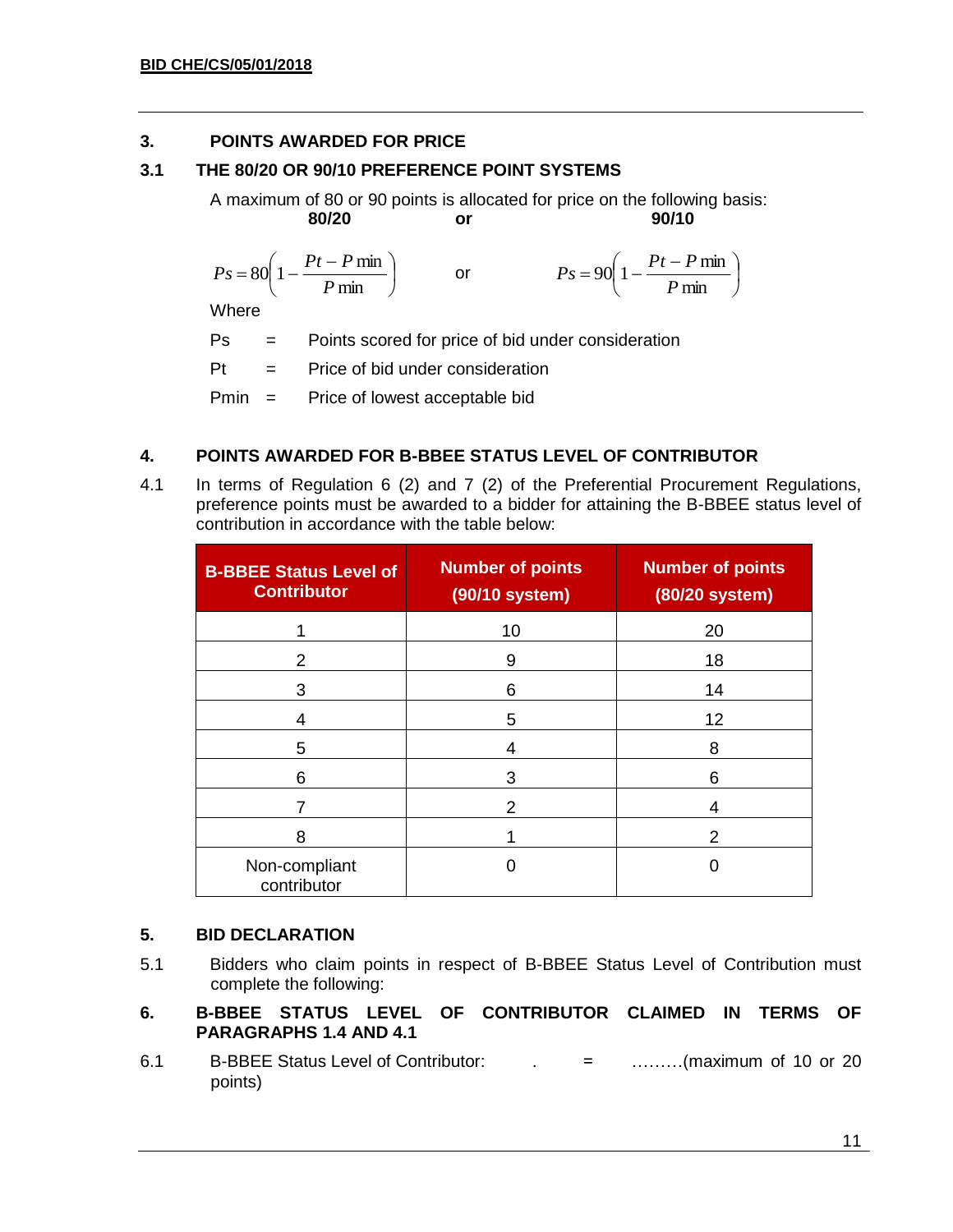## 3. POINTS AWARDED FOR PRICE

### 3.1 THE 80/20 OR 90/10 PREFERENCE POINT SYSTEMS

A maximum of 80 or 90 points is allocated for price on the following basis:

**80/20** **or** **90/10**

$$Ps = 80\left(1 - \frac{Pt - P\min}{P\min}\right) \quad \text{or} \quad Ps = 90\left(1 - \frac{Pt - P\min}{P\min}\right)$$

Where

Ps = Points scored for price of bid under consideration

Pt = Price of bid under consideration

Pmin = Price of lowest acceptable bid

## 4. POINTS AWARDED FOR B-BBEE STATUS LEVEL OF CONTRIBUTOR

4.1 In terms of Regulation 6 (2) and 7 (2) of the Preferential Procurement Regulations, preference points must be awarded to a bidder for attaining the B-BBEE status level of contribution in accordance with the table below:

| B-BBEE Status Level of Contributor | Number of points (90/10 system) | Number of points (80/20 system) |
|---|---|---|
| 1 | 10 | 20 |
| 2 | 9 | 18 |
| 3 | 6 | 14 |
| 4 | 5 | 12 |
| 5 | 4 | 8 |
| 6 | 3 | 6 |
| 7 | 2 | 4 |
| 8 | 1 | 2 |
| Non-compliant contributor | 0 | 0 |

## 5. BID DECLARATION

5.1 Bidders who claim points in respect of B-BBEE Status Level of Contribution must complete the following:

## 6. B-BBEE STATUS LEVEL OF CONTRIBUTOR CLAIMED IN TERMS OF PARAGRAPHS 1.4 AND 4.1

6.1 B-BBEE Status Level of Contributor: . = ………(maximum of 10 or 20 points)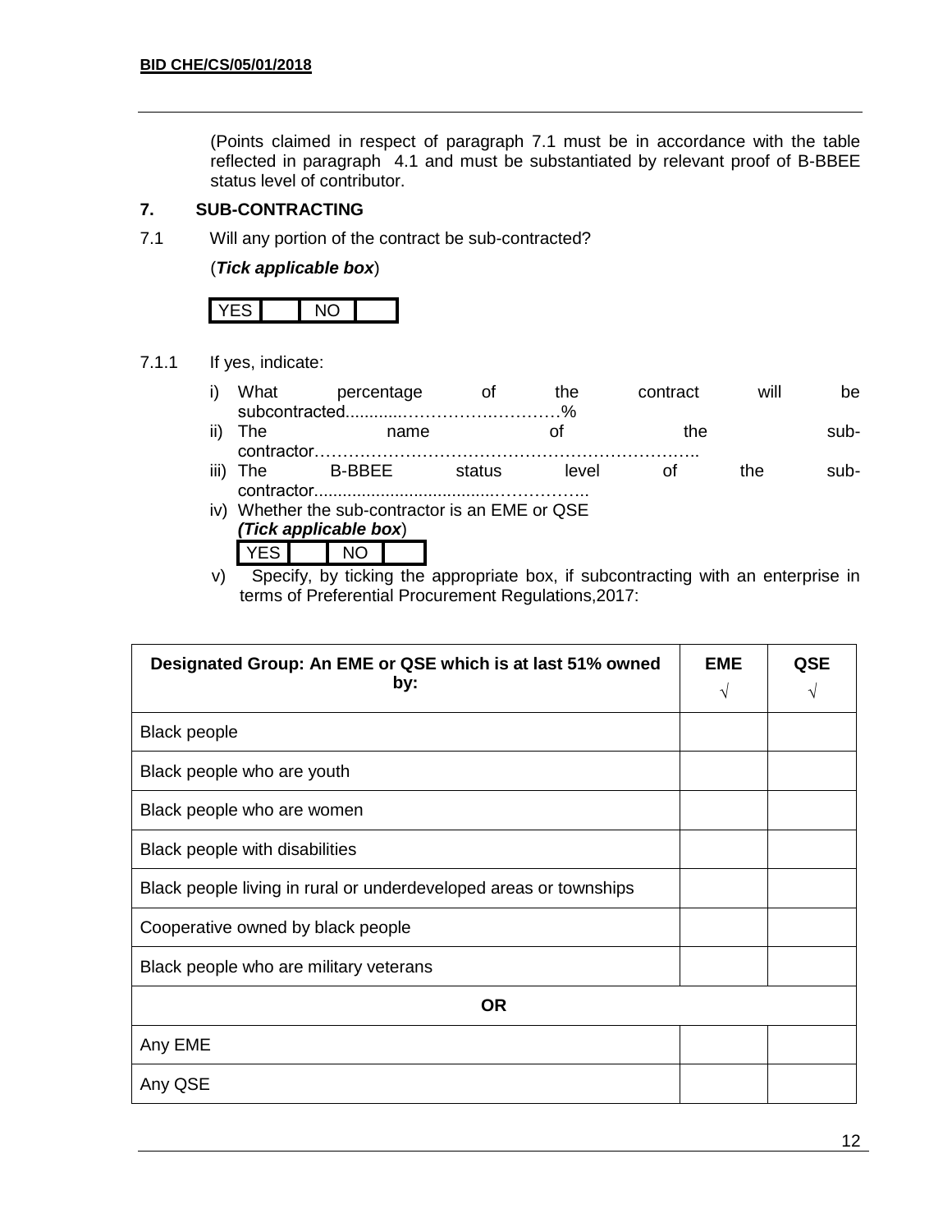(Points claimed in respect of paragraph 7.1 must be in accordance with the table reflected in paragraph 4.1 and must be substantiated by relevant proof of B-BBEE status level of contributor.

## 7. SUB-CONTRACTING

7.1 Will any portion of the contract be sub-contracted?

(***Tick applicable box***)

| YES | | NO | |
|---|---|---|---|

7.1.1 If yes, indicate:

i) What percentage of the contract will be subcontracted............……………….…………%

ii) The name of the sub-contractor…………………………………………………………..

iii) The B-BBEE status level of the sub-contractor......................................……………..

iv) Whether the sub-contractor is an EME or QSE
***(Tick applicable box***)

| YES | | NO | |
|---|---|---|---|

v) Specify, by ticking the appropriate box, if subcontracting with an enterprise in terms of Preferential Procurement Regulations,2017:

| Designated Group: An EME or QSE which is at last 51% owned by: | EME √ | QSE √ |
|---|---|---|
| Black people | | |
| Black people who are youth | | |
| Black people who are women | | |
| Black people with disabilities | | |
| Black people living in rural or underdeveloped areas or townships | | |
| Cooperative owned by black people | | |
| Black people who are military veterans | | |
| **OR** | | |
| Any EME | | |
| Any QSE | | |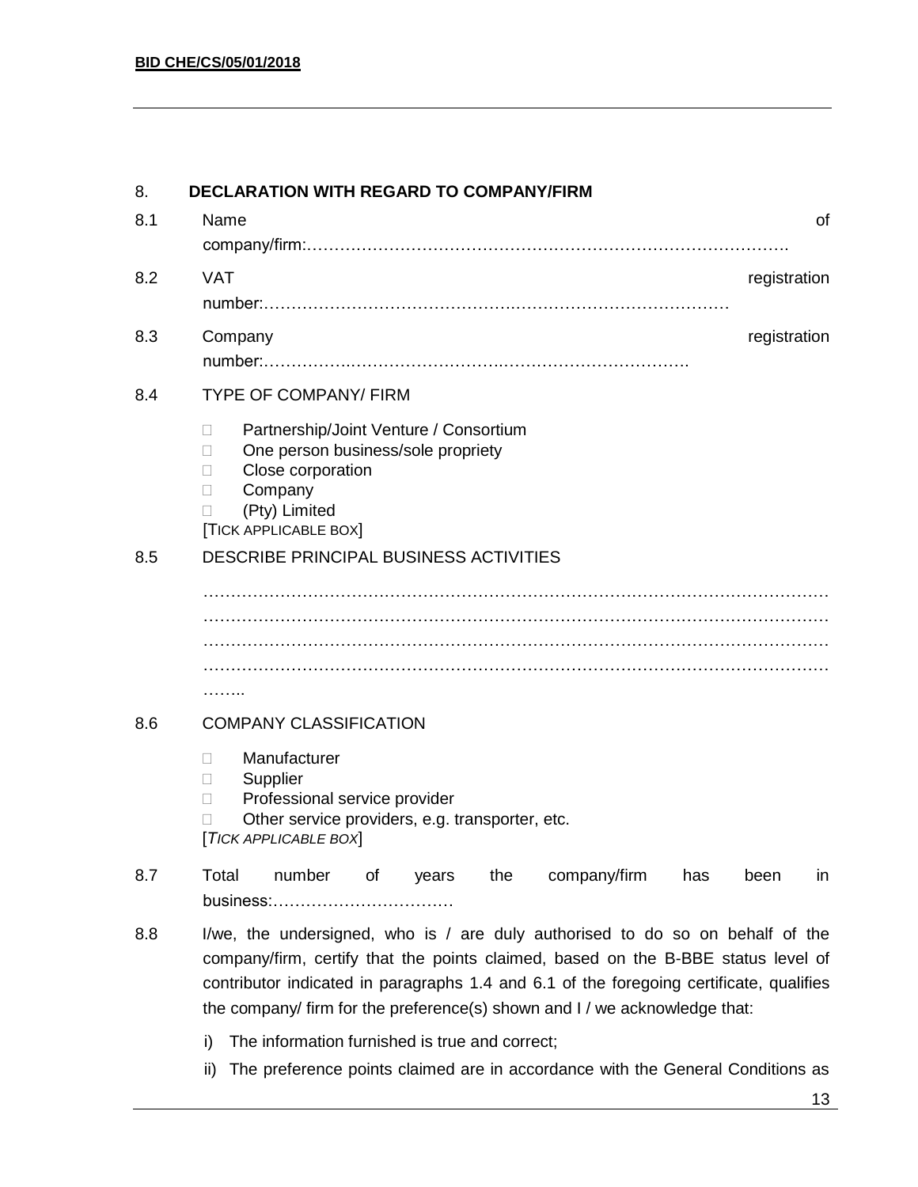8. **DECLARATION WITH REGARD TO COMPANY/FIRM**

8.1 Name of company/firm:…………………………………………………………………………….

8.2 VAT registration number:……………………………………….……………………………

8.3 Company registration number:…………….……………………….……………………….

8.4 TYPE OF COMPANY/ FIRM

- □ Partnership/Joint Venture / Consortium
- □ One person business/sole propriety
- □ Close corporation
- □ Company
- □ (Pty) Limited

[TICK APPLICABLE BOX]

8.5 DESCRIBE PRINCIPAL BUSINESS ACTIVITIES

…………………………………………………………………………………………………
…………………………………………………………………………………………………
…………………………………………………………………………………………………
…………………………………………………………………………………………………
……..

8.6 COMPANY CLASSIFICATION

- □ Manufacturer
- □ Supplier
- □ Professional service provider
- □ Other service providers, e.g. transporter, etc.

[*TICK APPLICABLE BOX*]

8.7 Total number of years the company/firm has been in business:……………………………

8.8 I/we, the undersigned, who is / are duly authorised to do so on behalf of the company/firm, certify that the points claimed, based on the B-BBE status level of contributor indicated in paragraphs 1.4 and 6.1 of the foregoing certificate, qualifies the company/ firm for the preference(s) shown and I / we acknowledge that:

i) The information furnished is true and correct;

ii) The preference points claimed are in accordance with the General Conditions as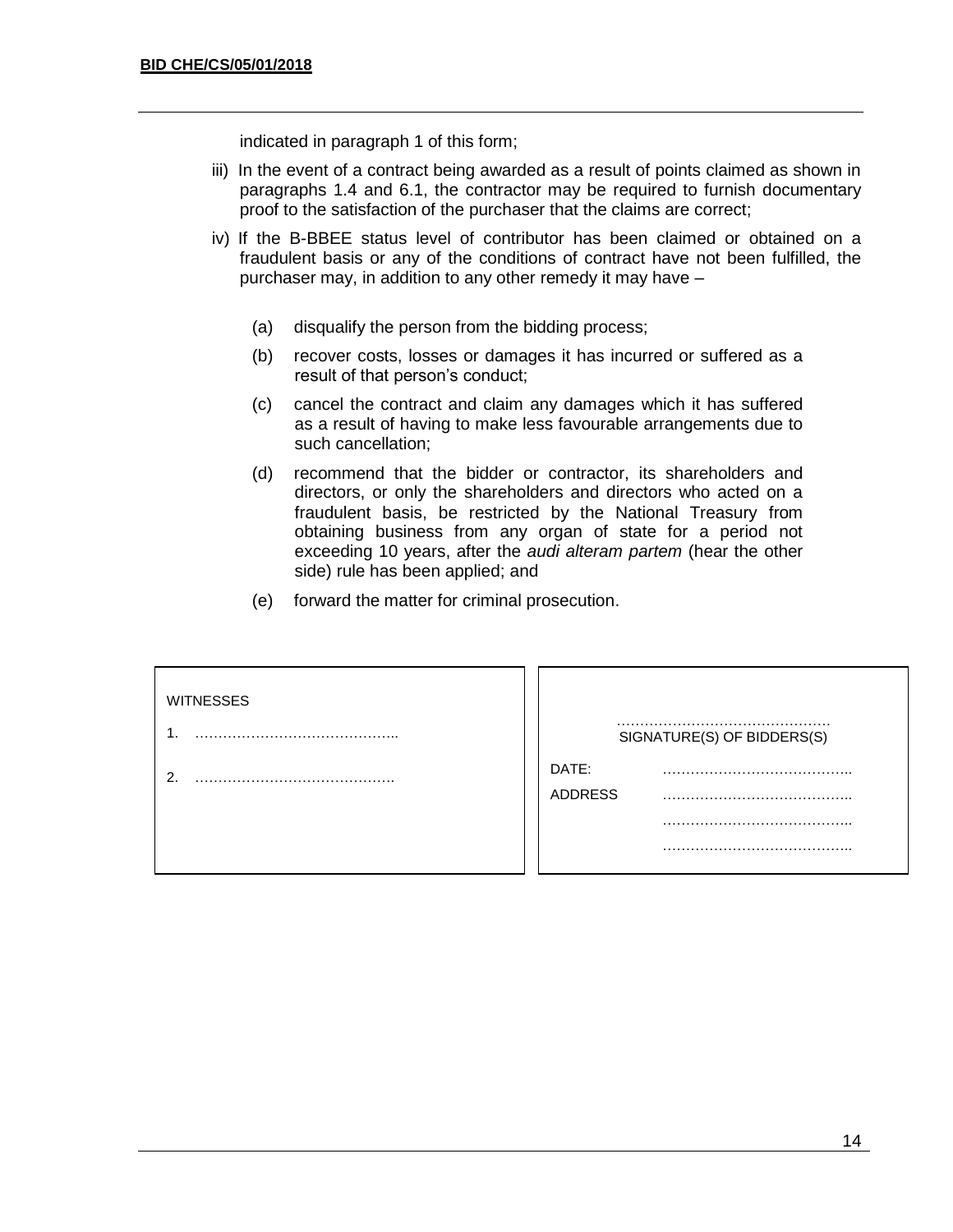indicated in paragraph 1 of this form;

iii) In the event of a contract being awarded as a result of points claimed as shown in paragraphs 1.4 and 6.1, the contractor may be required to furnish documentary proof to the satisfaction of the purchaser that the claims are correct;

iv) If the B-BBEE status level of contributor has been claimed or obtained on a fraudulent basis or any of the conditions of contract have not been fulfilled, the purchaser may, in addition to any other remedy it may have –

   (a) disqualify the person from the bidding process;

   (b) recover costs, losses or damages it has incurred or suffered as a result of that person's conduct;

   (c) cancel the contract and claim any damages which it has suffered as a result of having to make less favourable arrangements due to such cancellation;

   (d) recommend that the bidder or contractor, its shareholders and directors, or only the shareholders and directors who acted on a fraudulent basis, be restricted by the National Treasury from obtaining business from any organ of state for a period not exceeding 10 years, after the *audi alteram partem* (hear the other side) rule has been applied; and

   (e) forward the matter for criminal prosecution.

| WITNESSES | |
|---|---|
| 1. …………………………………….. | ……………………………………… SIGNATURE(S) OF BIDDERS(S) |
| 2. ……………………………………. | DATE: ………………………………….. |
| | ADDRESS ………………………………….. |
| | ………………………………….. |
| | ………………………………….. |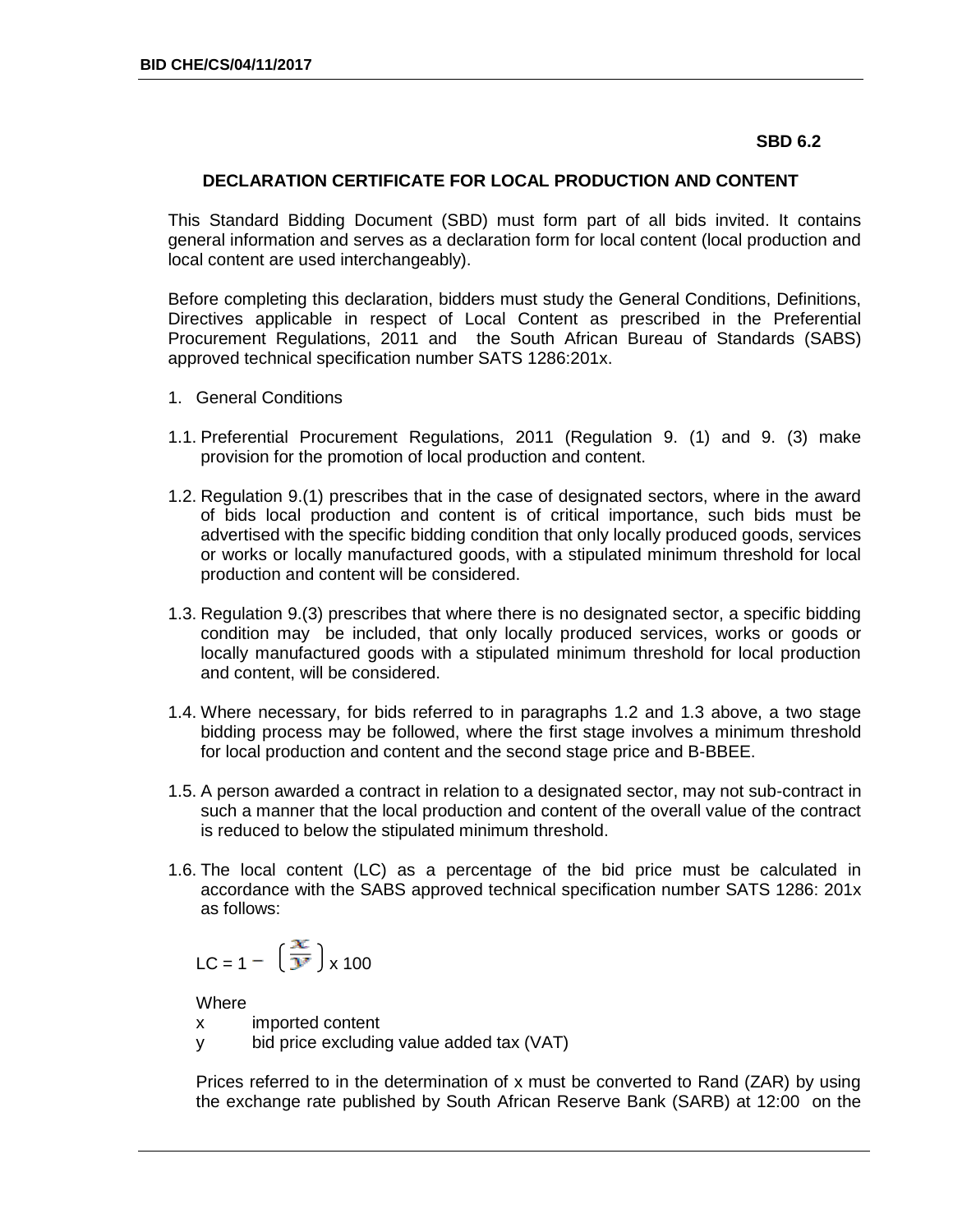**SBD 6.2**

**DECLARATION CERTIFICATE FOR LOCAL PRODUCTION AND CONTENT**

This Standard Bidding Document (SBD) must form part of all bids invited. It contains general information and serves as a declaration form for local content (local production and local content are used interchangeably).

Before completing this declaration, bidders must study the General Conditions, Definitions, Directives applicable in respect of Local Content as prescribed in the Preferential Procurement Regulations, 2011 and the South African Bureau of Standards (SABS) approved technical specification number SATS 1286:201x.

1. General Conditions

1.1. Preferential Procurement Regulations, 2011 (Regulation 9. (1) and 9. (3) make provision for the promotion of local production and content.

1.2. Regulation 9.(1) prescribes that in the case of designated sectors, where in the award of bids local production and content is of critical importance, such bids must be advertised with the specific bidding condition that only locally produced goods, services or works or locally manufactured goods, with a stipulated minimum threshold for local production and content will be considered.

1.3. Regulation 9.(3) prescribes that where there is no designated sector, a specific bidding condition may be included, that only locally produced services, works or goods or locally manufactured goods with a stipulated minimum threshold for local production and content, will be considered.

1.4. Where necessary, for bids referred to in paragraphs 1.2 and 1.3 above, a two stage bidding process may be followed, where the first stage involves a minimum threshold for local production and content and the second stage price and B-BBEE.

1.5. A person awarded a contract in relation to a designated sector, may not sub-contract in such a manner that the local production and content of the overall value of the contract is reduced to below the stipulated minimum threshold.

1.6. The local content (LC) as a percentage of the bid price must be calculated in accordance with the SABS approved technical specification number SATS 1286: 201x as follows:

$$LC = 1 - \left(\frac{x}{y}\right) \times 100$$

Where

x imported content

y bid price excluding value added tax (VAT)

Prices referred to in the determination of x must be converted to Rand (ZAR) by using the exchange rate published by South African Reserve Bank (SARB) at 12:00 on the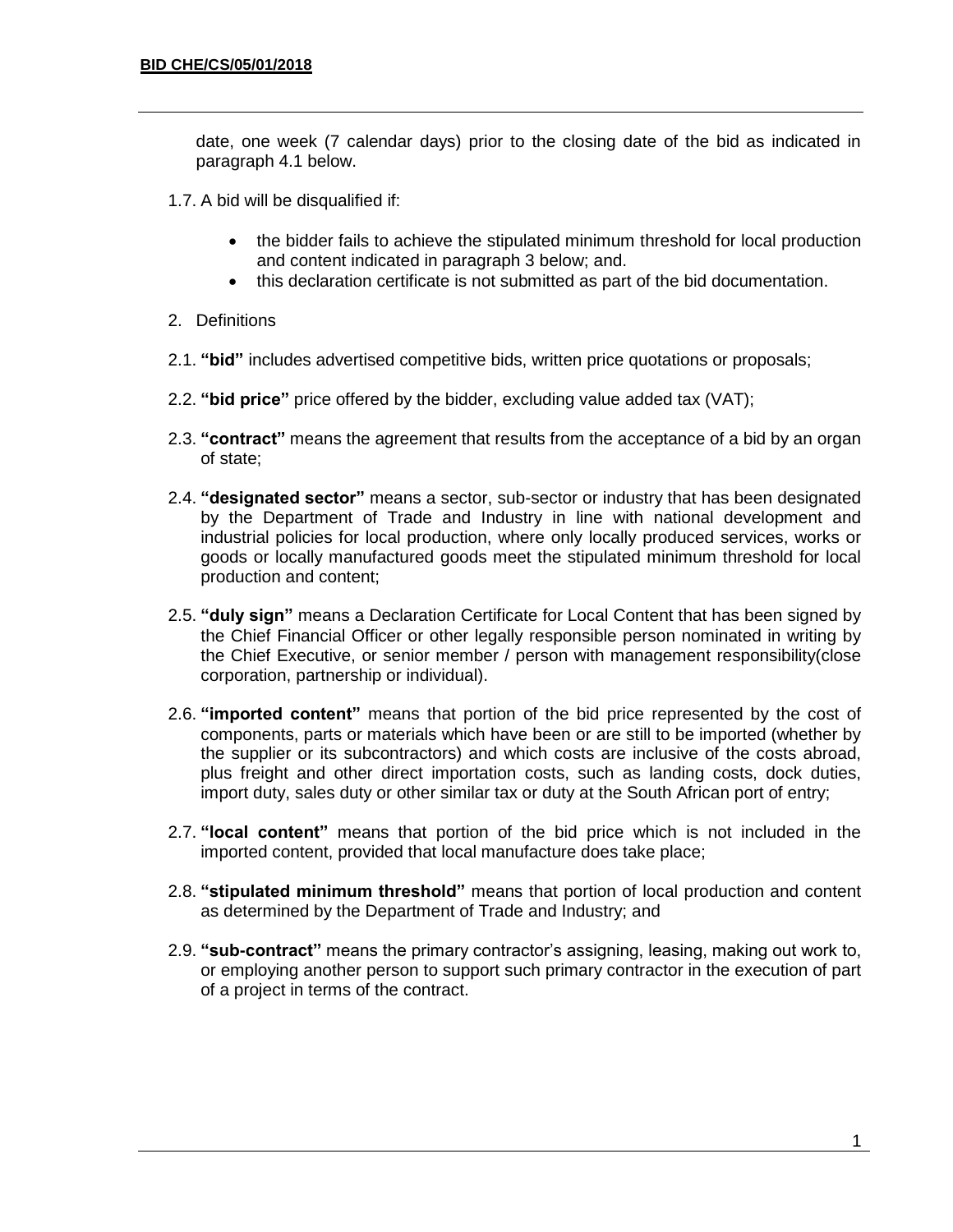date, one week (7 calendar days) prior to the closing date of the bid as indicated in paragraph 4.1 below.

1.7. A bid will be disqualified if:

- the bidder fails to achieve the stipulated minimum threshold for local production and content indicated in paragraph 3 below; and.
- this declaration certificate is not submitted as part of the bid documentation.

2. Definitions

2.1. **"bid"** includes advertised competitive bids, written price quotations or proposals;

2.2. **"bid price"** price offered by the bidder, excluding value added tax (VAT);

2.3. **"contract"** means the agreement that results from the acceptance of a bid by an organ of state;

2.4. **"designated sector"** means a sector, sub-sector or industry that has been designated by the Department of Trade and Industry in line with national development and industrial policies for local production, where only locally produced services, works or goods or locally manufactured goods meet the stipulated minimum threshold for local production and content;

2.5. **"duly sign"** means a Declaration Certificate for Local Content that has been signed by the Chief Financial Officer or other legally responsible person nominated in writing by the Chief Executive, or senior member / person with management responsibility(close corporation, partnership or individual).

2.6. **"imported content"** means that portion of the bid price represented by the cost of components, parts or materials which have been or are still to be imported (whether by the supplier or its subcontractors) and which costs are inclusive of the costs abroad, plus freight and other direct importation costs, such as landing costs, dock duties, import duty, sales duty or other similar tax or duty at the South African port of entry;

2.7. **"local content"** means that portion of the bid price which is not included in the imported content, provided that local manufacture does take place;

2.8. **"stipulated minimum threshold"** means that portion of local production and content as determined by the Department of Trade and Industry; and

2.9. **"sub-contract"** means the primary contractor's assigning, leasing, making out work to, or employing another person to support such primary contractor in the execution of part of a project in terms of the contract.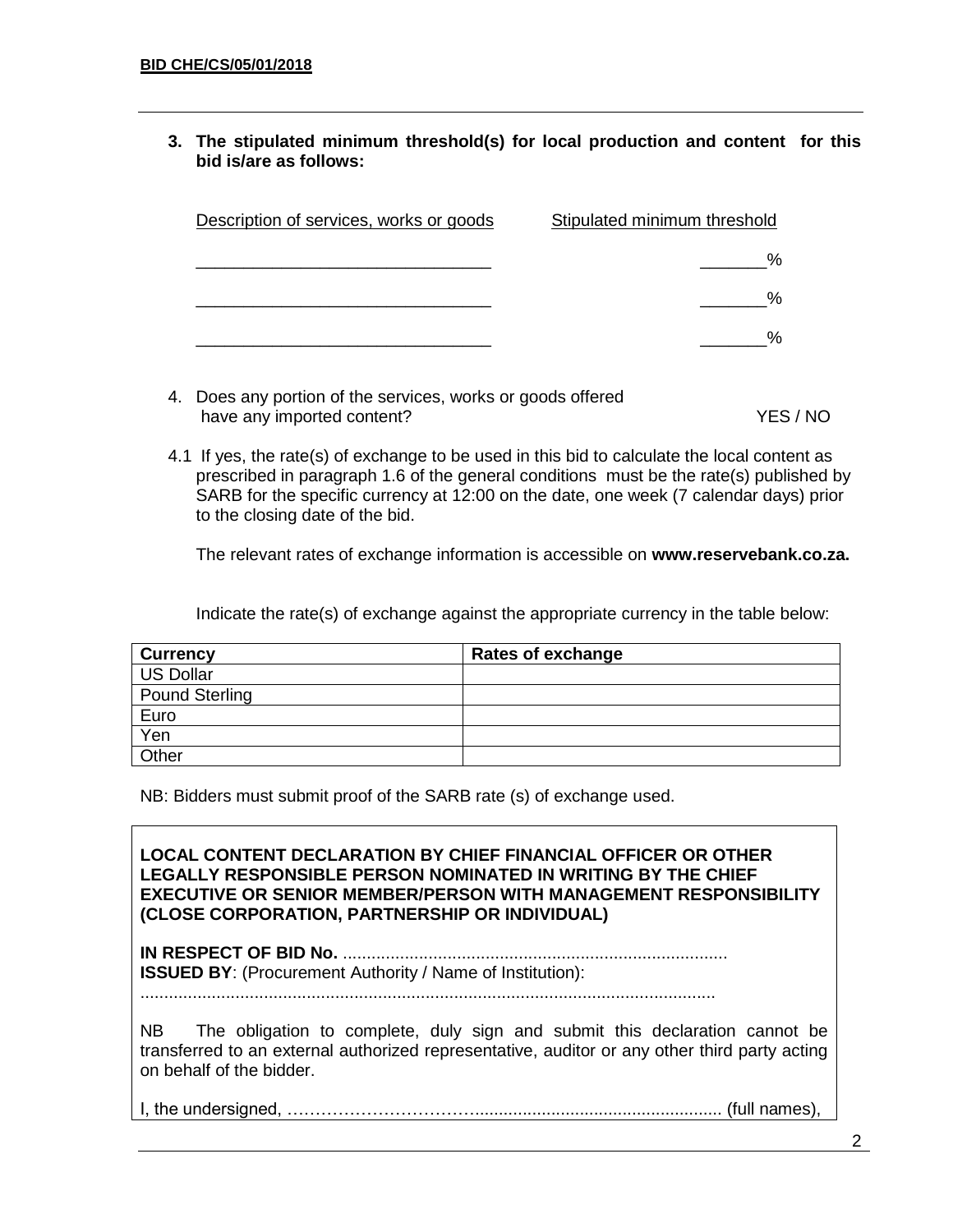**3. The stipulated minimum threshold(s) for local production and content for this bid is/are as follows:**

| Description of services, works or goods | Stipulated minimum threshold |
|---|---|
| _______________________________ | _______% |
| _______________________________ | _______% |
| _______________________________ | _______% |

4. Does any portion of the services, works or goods offered have any imported content? YES / NO

4.1 If yes, the rate(s) of exchange to be used in this bid to calculate the local content as prescribed in paragraph 1.6 of the general conditions must be the rate(s) published by SARB for the specific currency at 12:00 on the date, one week (7 calendar days) prior to the closing date of the bid.

The relevant rates of exchange information is accessible on **www.reservebank.co.za.**

Indicate the rate(s) of exchange against the appropriate currency in the table below:

| **Currency** | **Rates of exchange** |
|---|---|
| US Dollar | |
| Pound Sterling | |
| Euro | |
| Yen | |
| Other | |

NB: Bidders must submit proof of the SARB rate (s) of exchange used.

**LOCAL CONTENT DECLARATION BY CHIEF FINANCIAL OFFICER OR OTHER LEGALLY RESPONSIBLE PERSON NOMINATED IN WRITING BY THE CHIEF EXECUTIVE OR SENIOR MEMBER/PERSON WITH MANAGEMENT RESPONSIBILITY (CLOSE CORPORATION, PARTNERSHIP OR INDIVIDUAL)**

**IN RESPECT OF BID No.** .................................................................................
**ISSUED BY**: (Procurement Authority / Name of Institution):
.........................................................................................................................

NB The obligation to complete, duly sign and submit this declaration cannot be transferred to an external authorized representative, auditor or any other third party acting on behalf of the bidder.

I, the undersigned, ……………………………................................................... (full names),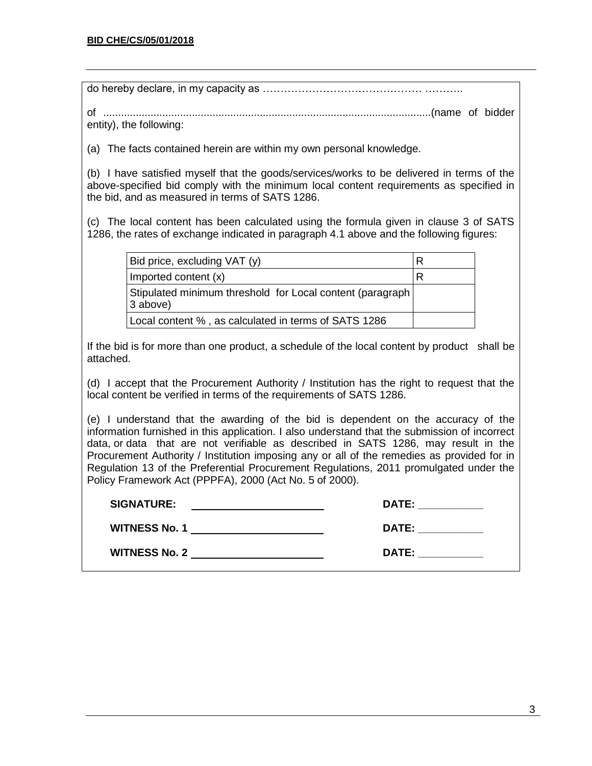do hereby declare, in my capacity as ……………………………………… ………..

of ............................................................................................................(name of bidder entity), the following:

(a) The facts contained herein are within my own personal knowledge.

(b) I have satisfied myself that the goods/services/works to be delivered in terms of the above-specified bid comply with the minimum local content requirements as specified in the bid, and as measured in terms of SATS 1286.

(c) The local content has been calculated using the formula given in clause 3 of SATS 1286, the rates of exchange indicated in paragraph 4.1 above and the following figures:

| | |
|---|---|
| Bid price, excluding VAT (y) | R |
| Imported content (x) | R |
| Stipulated minimum threshold for Local content (paragraph 3 above) | |
| Local content % , as calculated in terms of SATS 1286 | |

If the bid is for more than one product, a schedule of the local content by product shall be attached.

(d) I accept that the Procurement Authority / Institution has the right to request that the local content be verified in terms of the requirements of SATS 1286.

(e) I understand that the awarding of the bid is dependent on the accuracy of the information furnished in this application. I also understand that the submission of incorrect data, or data that are not verifiable as described in SATS 1286, may result in the Procurement Authority / Institution imposing any or all of the remedies as provided for in Regulation 13 of the Preferential Procurement Regulations, 2011 promulgated under the Policy Framework Act (PPPFA), 2000 (Act No. 5 of 2000).

**SIGNATURE:** ______________________ **DATE:** ___________

**WITNESS No. 1** ______________________ **DATE:** ___________

**WITNESS No. 2** ______________________ **DATE:** ___________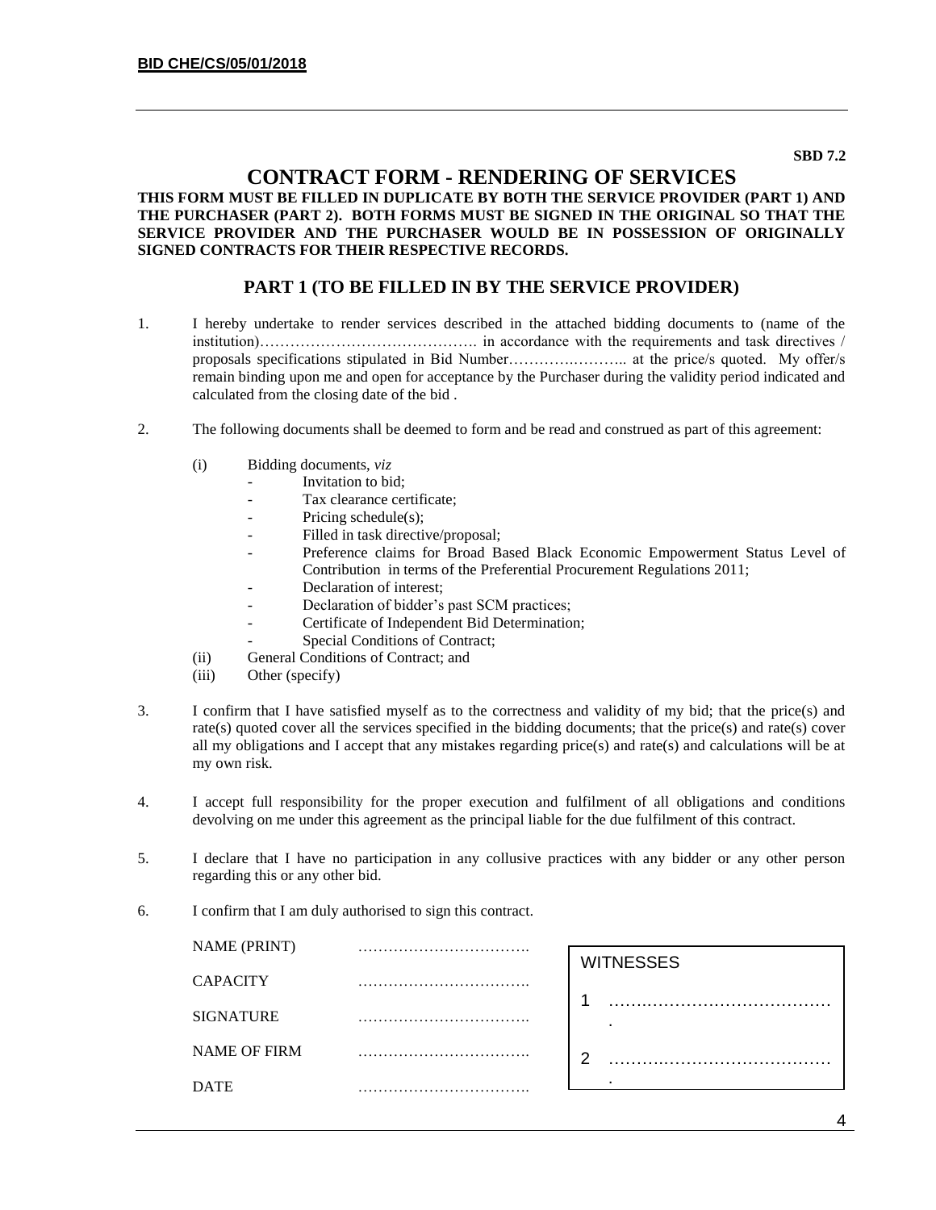**SBD 7.2**

# CONTRACT FORM - RENDERING OF SERVICES

**THIS FORM MUST BE FILLED IN DUPLICATE BY BOTH THE SERVICE PROVIDER (PART 1) AND THE PURCHASER (PART 2). BOTH FORMS MUST BE SIGNED IN THE ORIGINAL SO THAT THE SERVICE PROVIDER AND THE PURCHASER WOULD BE IN POSSESSION OF ORIGINALLY SIGNED CONTRACTS FOR THEIR RESPECTIVE RECORDS.**

## PART 1 (TO BE FILLED IN BY THE SERVICE PROVIDER)

1. I hereby undertake to render services described in the attached bidding documents to (name of the institution)……………………………………. in accordance with the requirements and task directives / proposals specifications stipulated in Bid Number………….……….. at the price/s quoted. My offer/s remain binding upon me and open for acceptance by the Purchaser during the validity period indicated and calculated from the closing date of the bid .

2. The following documents shall be deemed to form and be read and construed as part of this agreement:

   (i) Bidding documents, *viz*
   - Invitation to bid;
   - Tax clearance certificate;
   - Pricing schedule(s);
   - Filled in task directive/proposal;
   - Preference claims for Broad Based Black Economic Empowerment Status Level of Contribution in terms of the Preferential Procurement Regulations 2011;
   - Declaration of interest;
   - Declaration of bidder's past SCM practices;
   - Certificate of Independent Bid Determination;
   - Special Conditions of Contract;

   (ii) General Conditions of Contract; and

   (iii) Other (specify)

3. I confirm that I have satisfied myself as to the correctness and validity of my bid; that the price(s) and rate(s) quoted cover all the services specified in the bidding documents; that the price(s) and rate(s) cover all my obligations and I accept that any mistakes regarding price(s) and rate(s) and calculations will be at my own risk.

4. I accept full responsibility for the proper execution and fulfilment of all obligations and conditions devolving on me under this agreement as the principal liable for the due fulfilment of this contract.

5. I declare that I have no participation in any collusive practices with any bidder or any other person regarding this or any other bid.

6. I confirm that I am duly authorised to sign this contract.

NAME (PRINT) …………………………….

CAPACITY …………………………….

SIGNATURE …………………………….

NAME OF FIRM …………………………….

DATE …………………………….

| WITNESSES |
|---|
| 1 ………………………………………. |
| 2 ………………………………………. |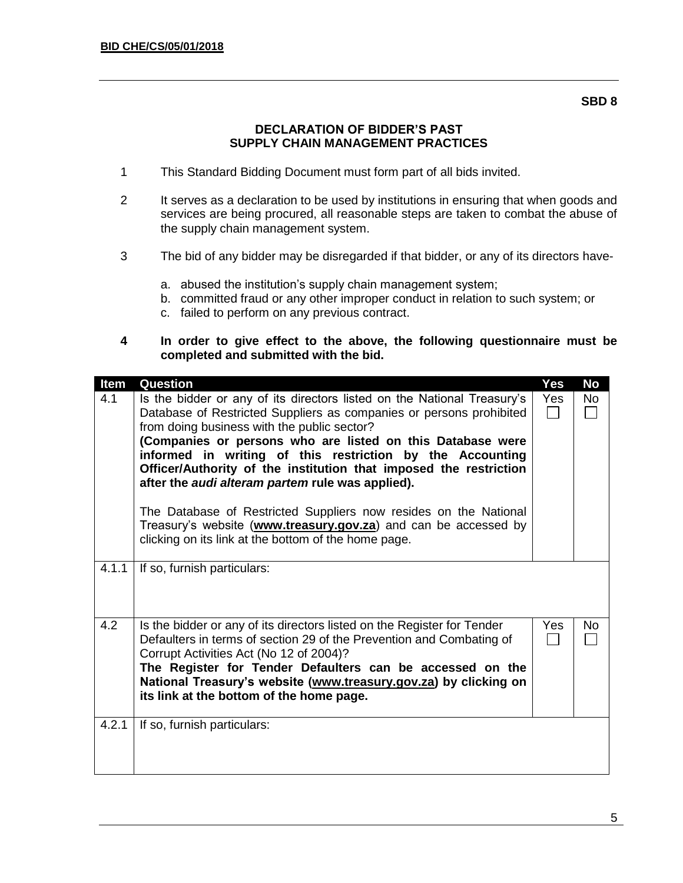BID CHE/CS/05/01/2018

**SBD 8**

## DECLARATION OF BIDDER'S PAST SUPPLY CHAIN MANAGEMENT PRACTICES

1. This Standard Bidding Document must form part of all bids invited.

2. It serves as a declaration to be used by institutions in ensuring that when goods and services are being procured, all reasonable steps are taken to combat the abuse of the supply chain management system.

3. The bid of any bidder may be disregarded if that bidder, or any of its directors have-

   a. abused the institution's supply chain management system;
   b. committed fraud or any other improper conduct in relation to such system; or
   c. failed to perform on any previous contract.

**4 In order to give effect to the above, the following questionnaire must be completed and submitted with the bid.**

| Item | Question | Yes | No |
| --- | --- | --- | --- |
| 4.1 | Is the bidder or any of its directors listed on the National Treasury's Database of Restricted Suppliers as companies or persons prohibited from doing business with the public sector?<br>**(Companies or persons who are listed on this Database were informed in writing of this restriction by the Accounting Officer/Authority of the institution that imposed the restriction after the *audi alteram partem* rule was applied).**<br><br>The Database of Restricted Suppliers now resides on the National Treasury's website (**www.treasury.gov.za**) and can be accessed by clicking on its link at the bottom of the home page. | Yes ☐ | No ☐ |
| 4.1.1 | If so, furnish particulars: | | |
| 4.2 | Is the bidder or any of its directors listed on the Register for Tender Defaulters in terms of section 29 of the Prevention and Combating of Corrupt Activities Act (No 12 of 2004)?<br>**The Register for Tender Defaulters can be accessed on the National Treasury's website (www.treasury.gov.za) by clicking on its link at the bottom of the home page.** | Yes ☐ | No ☐ |
| 4.2.1 | If so, furnish particulars: | | |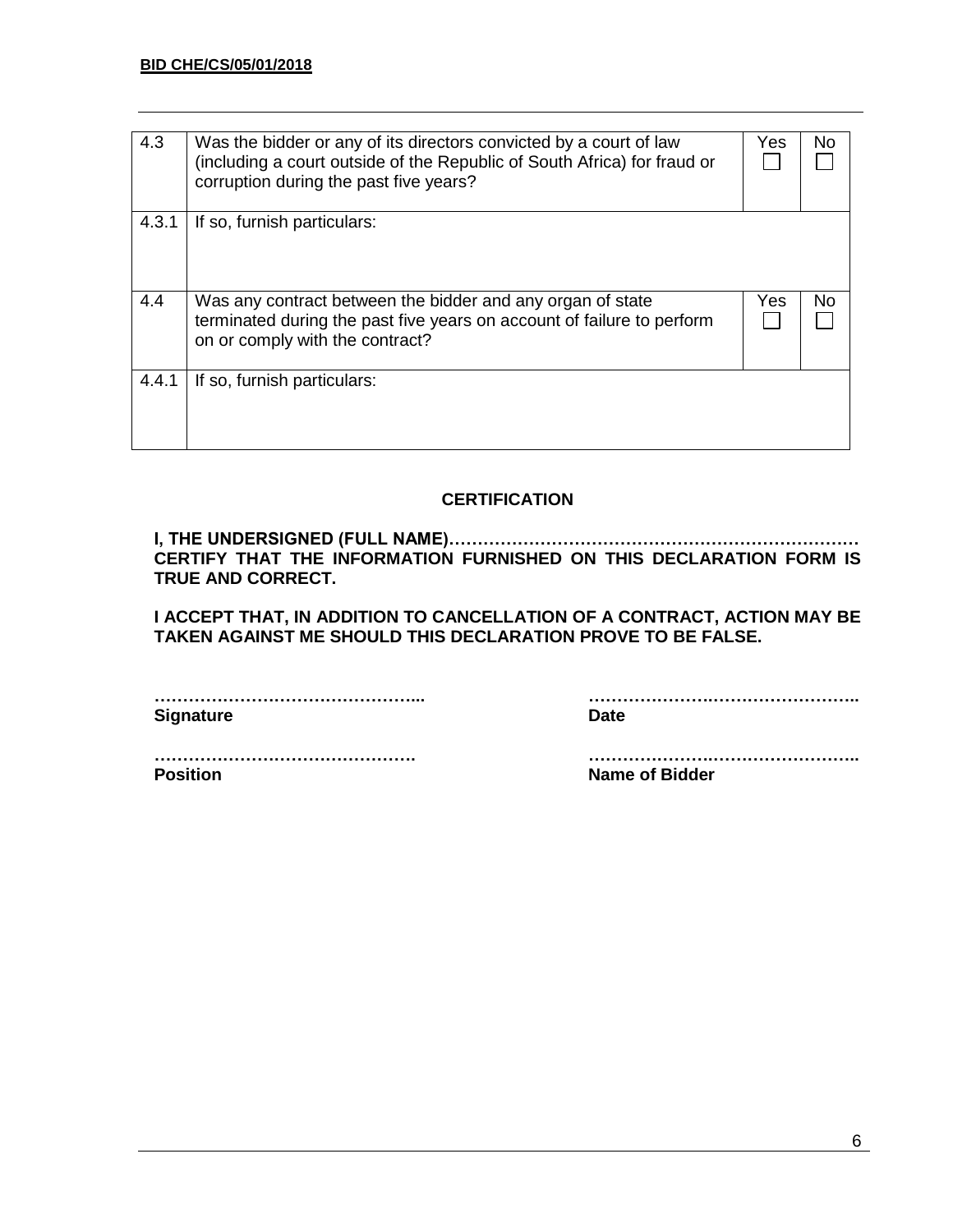| | | | |
|---|---|---|---|
| 4.3 | Was the bidder or any of its directors convicted by a court of law (including a court outside of the Republic of South Africa) for fraud or corruption during the past five years? | Yes ☐ | No ☐ |
| 4.3.1 | If so, furnish particulars: | | |
| 4.4 | Was any contract between the bidder and any organ of state terminated during the past five years on account of failure to perform on or comply with the contract? | Yes ☐ | No ☐ |
| 4.4.1 | If so, furnish particulars: | | |

**CERTIFICATION**

**I, THE UNDERSIGNED (FULL NAME)…………………………………………………………… CERTIFY THAT THE INFORMATION FURNISHED ON THIS DECLARATION FORM IS TRUE AND CORRECT.**

**I ACCEPT THAT, IN ADDITION TO CANCELLATION OF A CONTRACT, ACTION MAY BE TAKEN AGAINST ME SHOULD THIS DECLARATION PROVE TO BE FALSE.**

**………………………………………...**
**Signature**

**…………………………………………..**
**Date**

**……………………………………….**
**Position**

**…………………………………………..**
**Name of Bidder**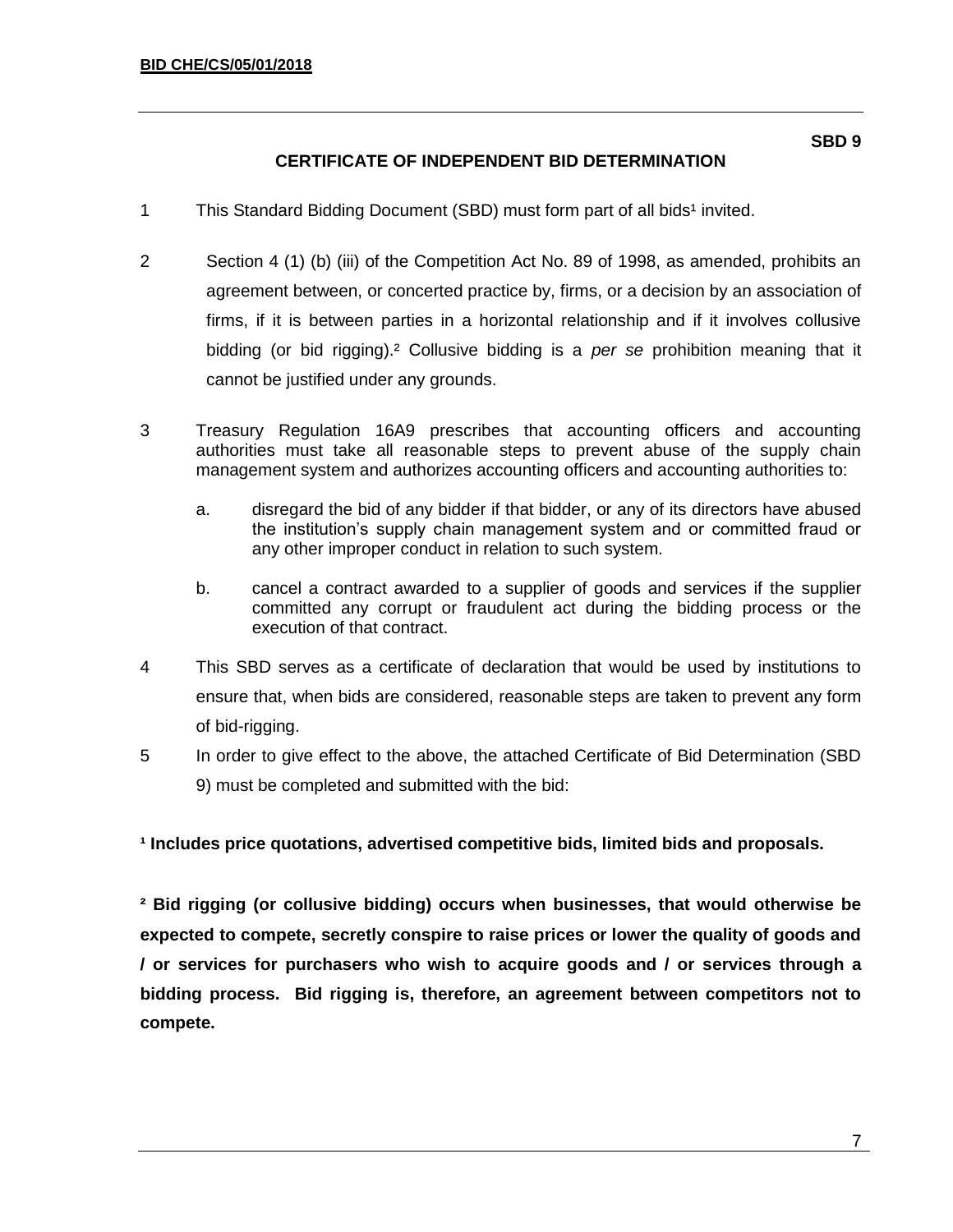**SBD 9**

## CERTIFICATE OF INDEPENDENT BID DETERMINATION

1 This Standard Bidding Document (SBD) must form part of all bids[1] invited.

2 Section 4 (1) (b) (iii) of the Competition Act No. 89 of 1998, as amended, prohibits an agreement between, or concerted practice by, firms, or a decision by an association of firms, if it is between parties in a horizontal relationship and if it involves collusive bidding (or bid rigging).[2] Collusive bidding is a *per se* prohibition meaning that it cannot be justified under any grounds.

3 Treasury Regulation 16A9 prescribes that accounting officers and accounting authorities must take all reasonable steps to prevent abuse of the supply chain management system and authorizes accounting officers and accounting authorities to:

  a. disregard the bid of any bidder if that bidder, or any of its directors have abused the institution's supply chain management system and or committed fraud or any other improper conduct in relation to such system.

  b. cancel a contract awarded to a supplier of goods and services if the supplier committed any corrupt or fraudulent act during the bidding process or the execution of that contract.

4 This SBD serves as a certificate of declaration that would be used by institutions to ensure that, when bids are considered, reasonable steps are taken to prevent any form of bid-rigging.

5 In order to give effect to the above, the attached Certificate of Bid Determination (SBD 9) must be completed and submitted with the bid:

**[1] Includes price quotations, advertised competitive bids, limited bids and proposals.**

**[2] Bid rigging (or collusive bidding) occurs when businesses, that would otherwise be expected to compete, secretly conspire to raise prices or lower the quality of goods and / or services for purchasers who wish to acquire goods and / or services through a bidding process. Bid rigging is, therefore, an agreement between competitors not to compete.**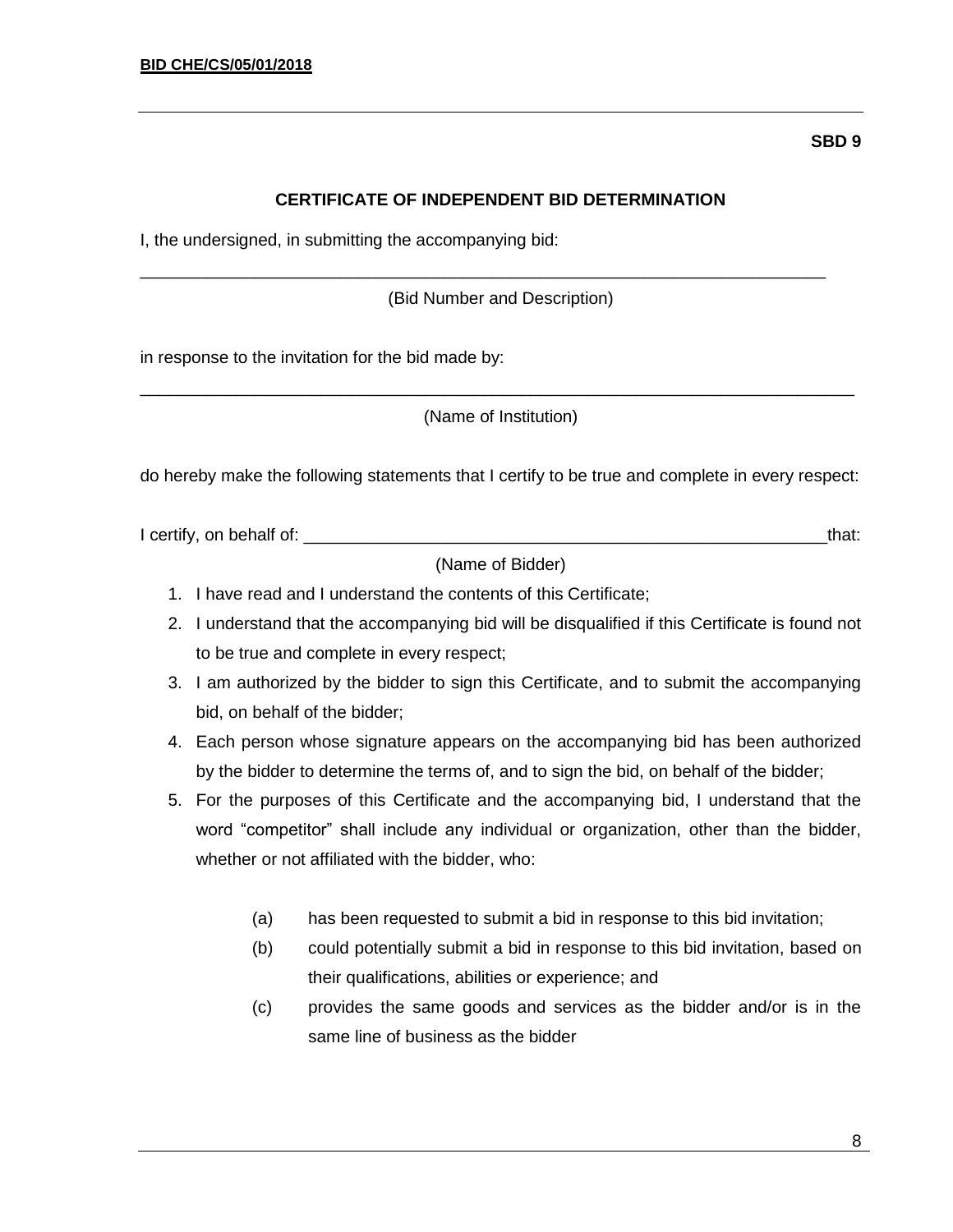**SBD 9**

## CERTIFICATE OF INDEPENDENT BID DETERMINATION

I, the undersigned, in submitting the accompanying bid:

_____________________________________________________________________________

(Bid Number and Description)

in response to the invitation for the bid made by:

_____________________________________________________________________________

(Name of Institution)

do hereby make the following statements that I certify to be true and complete in every respect:

I certify, on behalf of: ___________________________________________________________that:

(Name of Bidder)

1. I have read and I understand the contents of this Certificate;
2. I understand that the accompanying bid will be disqualified if this Certificate is found not to be true and complete in every respect;
3. I am authorized by the bidder to sign this Certificate, and to submit the accompanying bid, on behalf of the bidder;
4. Each person whose signature appears on the accompanying bid has been authorized by the bidder to determine the terms of, and to sign the bid, on behalf of the bidder;
5. For the purposes of this Certificate and the accompanying bid, I understand that the word "competitor" shall include any individual or organization, other than the bidder, whether or not affiliated with the bidder, who:

   (a) has been requested to submit a bid in response to this bid invitation;

   (b) could potentially submit a bid in response to this bid invitation, based on their qualifications, abilities or experience; and

   (c) provides the same goods and services as the bidder and/or is in the same line of business as the bidder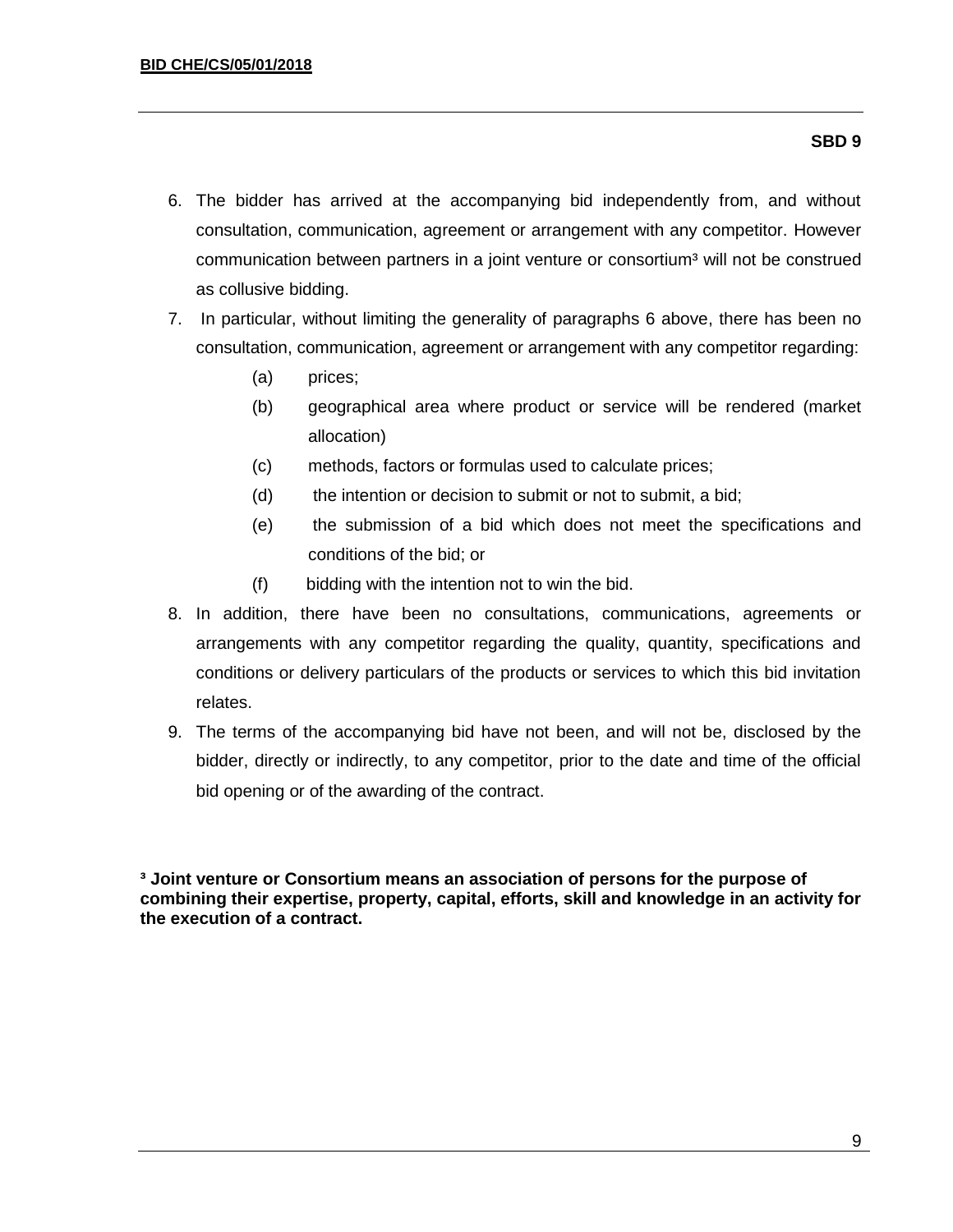**SBD 9**

6. The bidder has arrived at the accompanying bid independently from, and without consultation, communication, agreement or arrangement with any competitor. However communication between partners in a joint venture or consortium[3] will not be construed as collusive bidding.
7. In particular, without limiting the generality of paragraphs 6 above, there has been no consultation, communication, agreement or arrangement with any competitor regarding:
   - (a) prices;
   - (b) geographical area where product or service will be rendered (market allocation)
   - (c) methods, factors or formulas used to calculate prices;
   - (d) the intention or decision to submit or not to submit, a bid;
   - (e) the submission of a bid which does not meet the specifications and conditions of the bid; or
   - (f) bidding with the intention not to win the bid.
8. In addition, there have been no consultations, communications, agreements or arrangements with any competitor regarding the quality, quantity, specifications and conditions or delivery particulars of the products or services to which this bid invitation relates.
9. The terms of the accompanying bid have not been, and will not be, disclosed by the bidder, directly or indirectly, to any competitor, prior to the date and time of the official bid opening or of the awarding of the contract.

**[3] Joint venture or Consortium means an association of persons for the purpose of combining their expertise, property, capital, efforts, skill and knowledge in an activity for the execution of a contract.**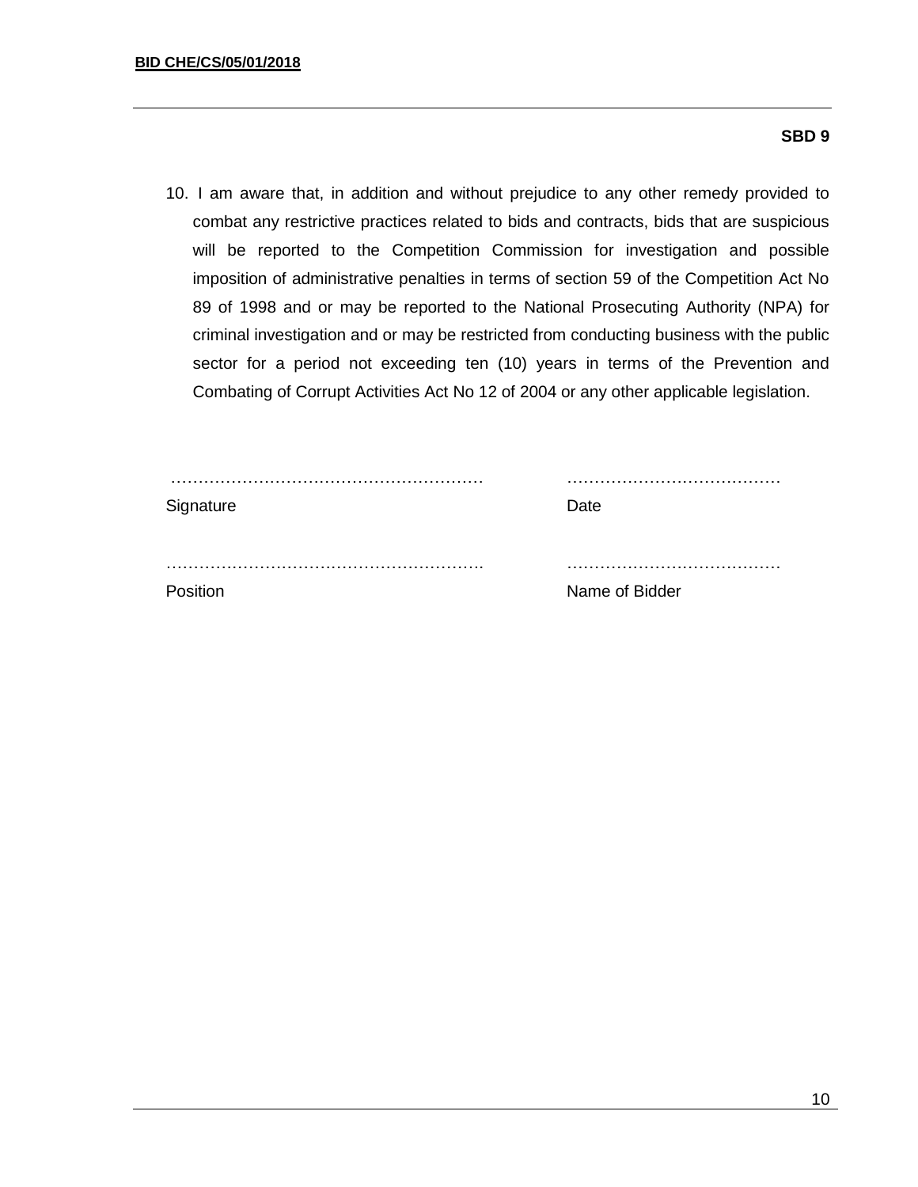**SBD 9**

10. I am aware that, in addition and without prejudice to any other remedy provided to combat any restrictive practices related to bids and contracts, bids that are suspicious will be reported to the Competition Commission for investigation and possible imposition of administrative penalties in terms of section 59 of the Competition Act No 89 of 1998 and or may be reported to the National Prosecuting Authority (NPA) for criminal investigation and or may be restricted from conducting business with the public sector for a period not exceeding ten (10) years in terms of the Prevention and Combating of Corrupt Activities Act No 12 of 2004 or any other applicable legislation.

| | |
|---|---|
| ……………………………………………… | ………………………………… |
| Signature | Date |
| ……………………………………………… | ………………………………… |
| Position | Name of Bidder |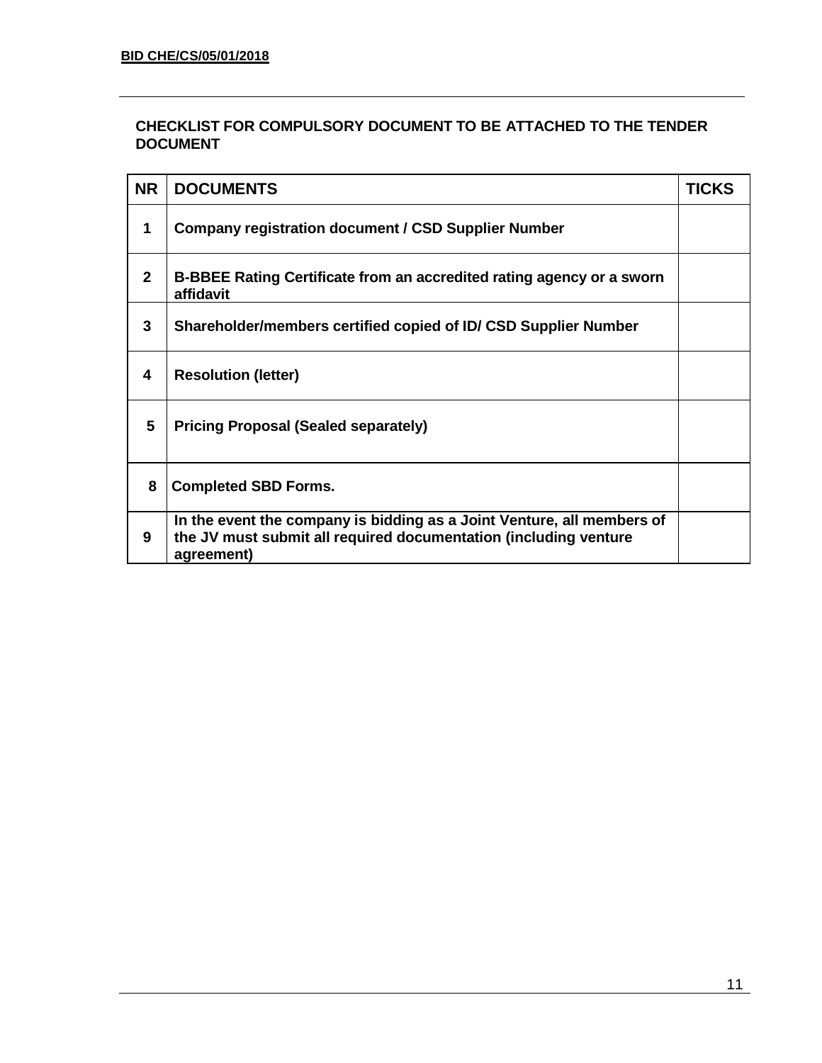**BID CHE/CS/05/01/2018**

## CHECKLIST FOR COMPULSORY DOCUMENT TO BE ATTACHED TO THE TENDER DOCUMENT

| NR | DOCUMENTS | TICKS |
|---|---|---|
| 1 | Company registration document / CSD Supplier Number | |
| 2 | B-BBEE Rating Certificate from an accredited rating agency or a sworn affidavit | |
| 3 | Shareholder/members certified copied of ID/ CSD Supplier Number | |
| 4 | Resolution (letter) | |
| 5 | Pricing Proposal (Sealed separately) | |
| 8 | Completed SBD Forms. | |
| 9 | In the event the company is bidding as a Joint Venture, all members of the JV must submit all required documentation (including venture agreement) | |